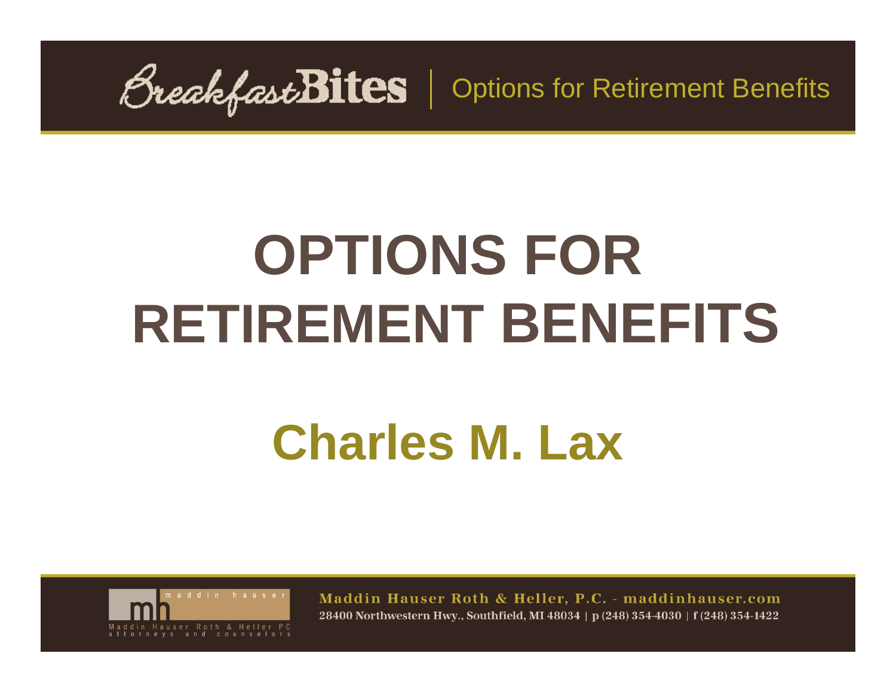# OPTIONS FOR RETIREMENT BENEFITS

## Charles M. Lax

Maddin Hauser Roth & Heller, P.C. - maddinhauser.com

28400 Northwestern Hwy., Southfield, MI 48034 | p (248) 354-4030 | f (248) 354-1422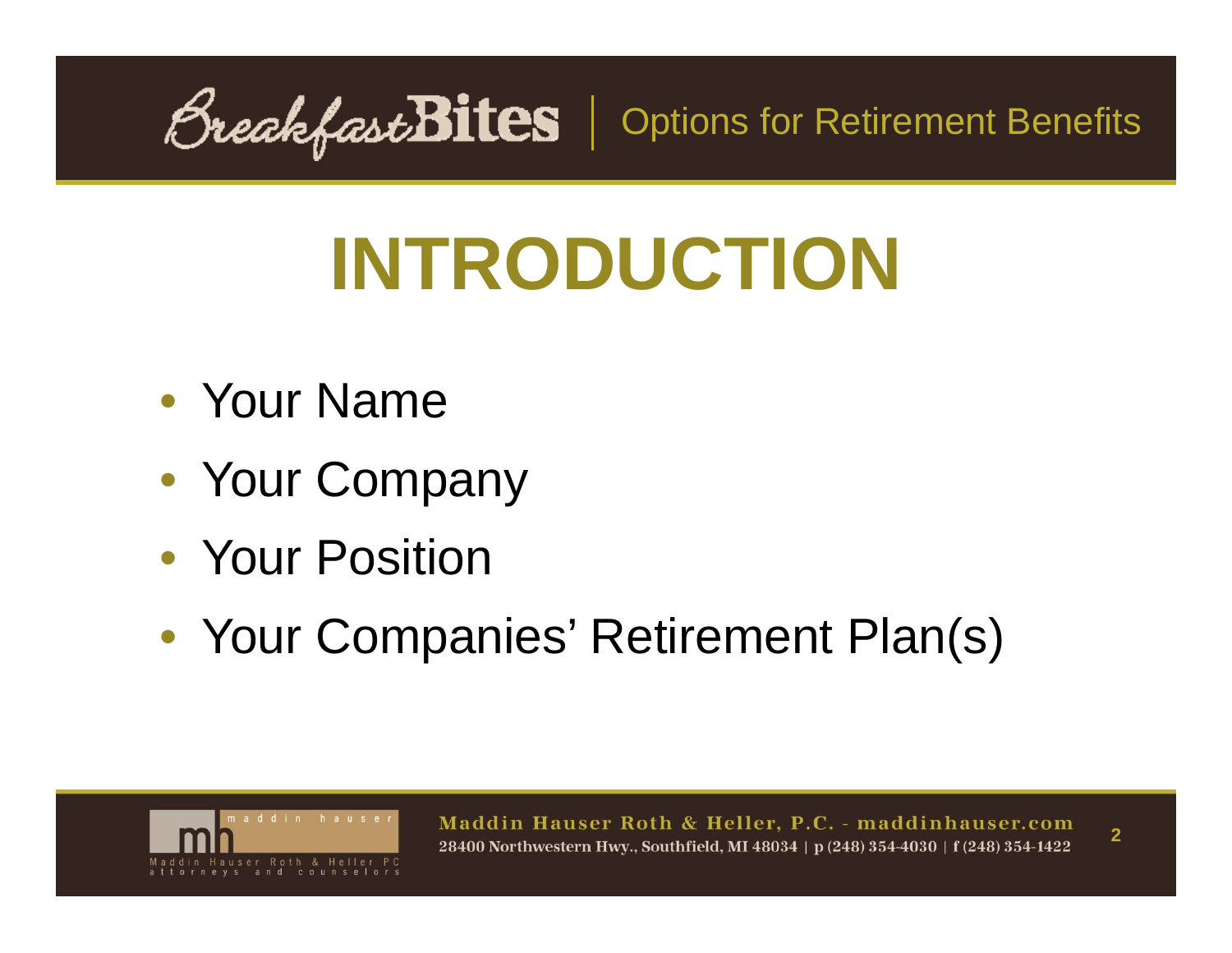# INTRODUCTION

- Your Name
- Your Company
- Your Position
- Your Companies' Retirement Plan(s)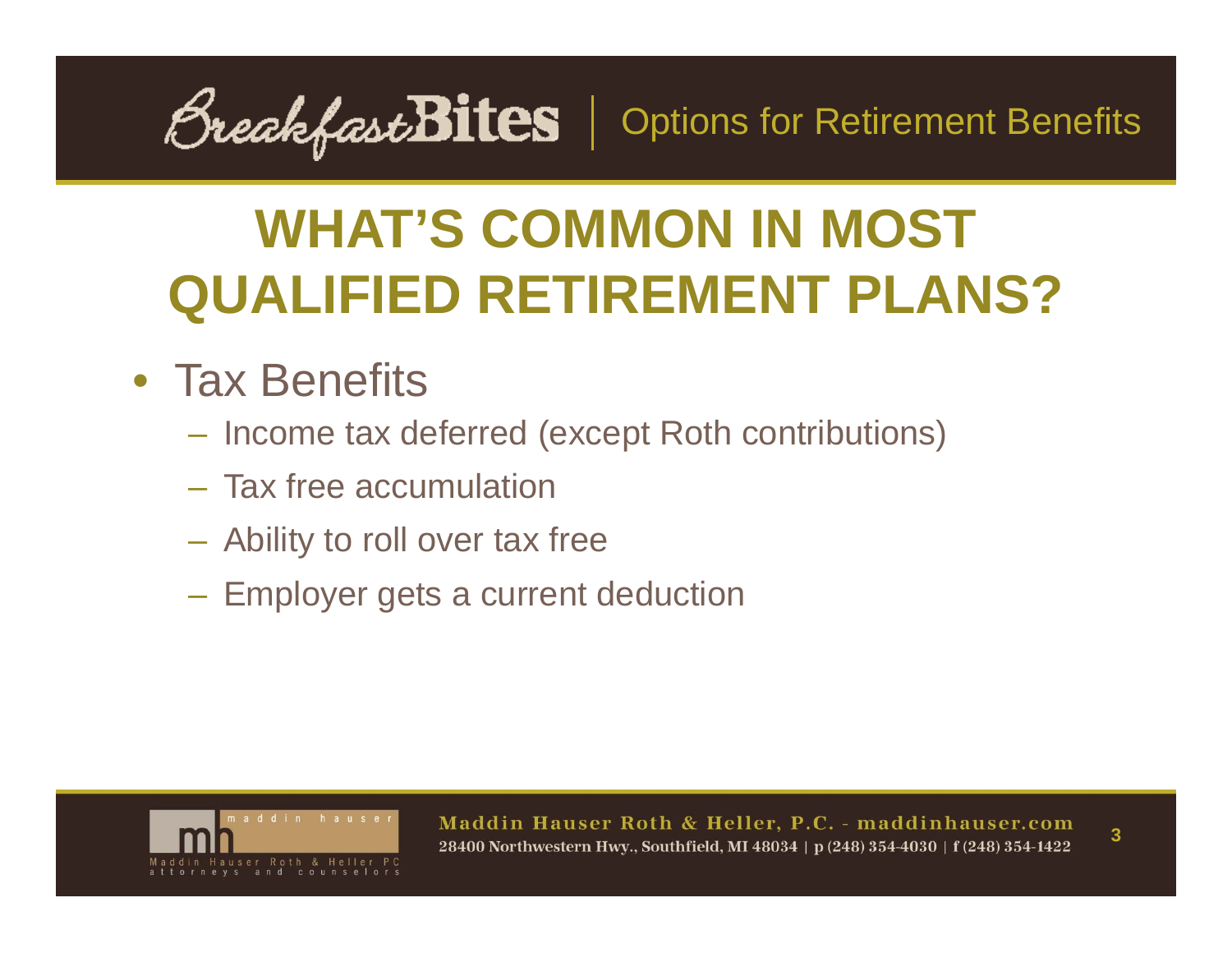# WHAT'S COMMON IN MOST QUALIFIED RETIREMENT PLANS?

- Tax Benefits
  - Income tax deferred (except Roth contributions)
  - Tax free accumulation
  - Ability to roll over tax free
  - Employer gets a current deduction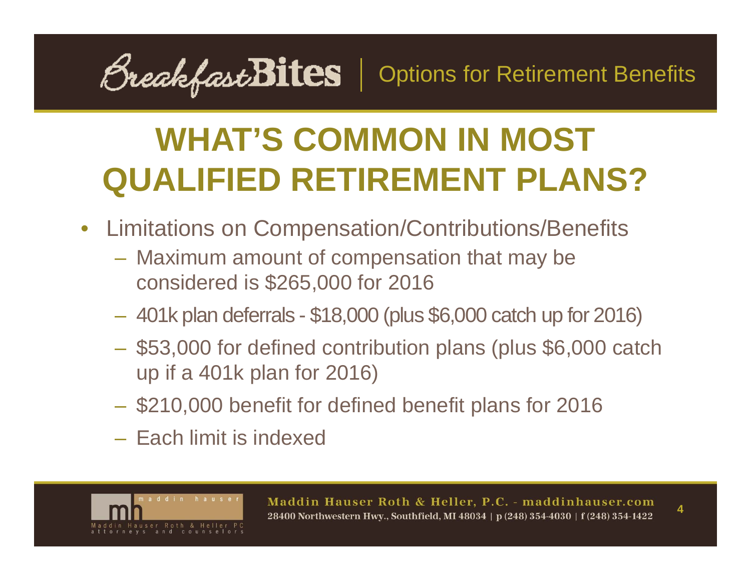# WHAT'S COMMON IN MOST QUALIFIED RETIREMENT PLANS?

- Limitations on Compensation/Contributions/Benefits
  - Maximum amount of compensation that may be considered is $265,000 for 2016
  - 401k plan deferrals - $18,000 (plus $6,000 catch up for 2016)
  - $53,000 for defined contribution plans (plus $6,000 catch up if a 401k plan for 2016)
  - $210,000 benefit for defined benefit plans for 2016
  - Each limit is indexed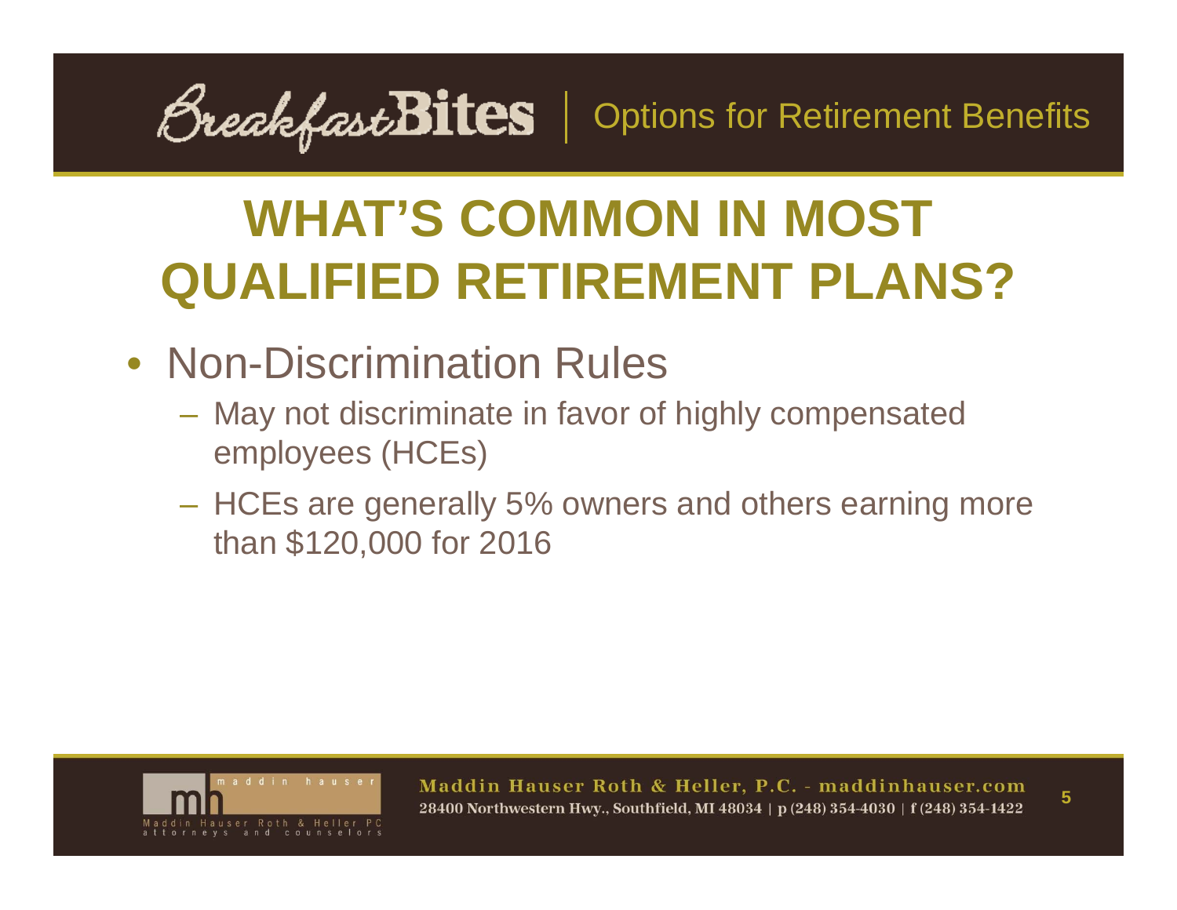# WHAT'S COMMON IN MOST QUALIFIED RETIREMENT PLANS?

- Non-Discrimination Rules
  - May not discriminate in favor of highly compensated employees (HCEs)
  - HCEs are generally 5% owners and others earning more than $120,000 for 2016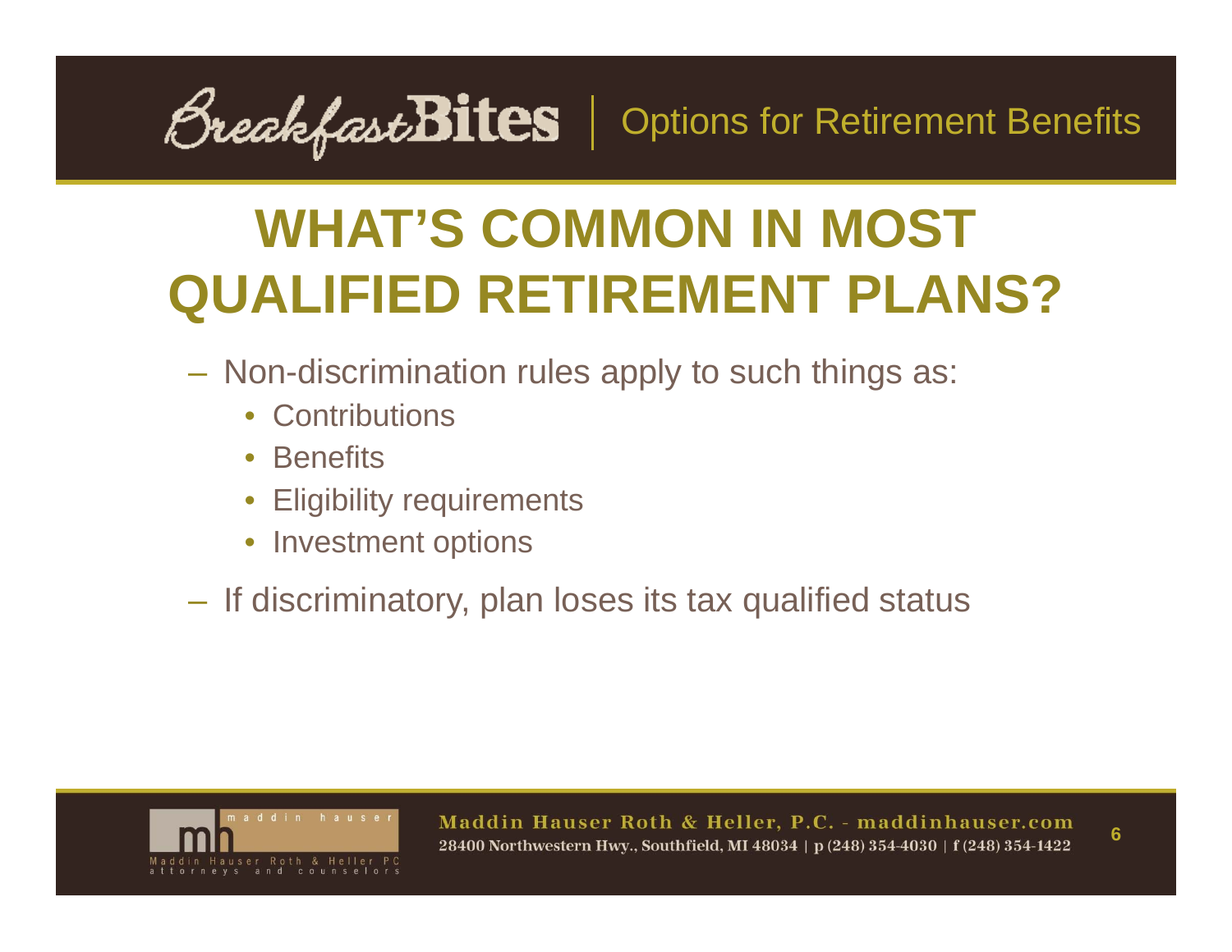# WHAT'S COMMON IN MOST QUALIFIED RETIREMENT PLANS?

- Non-discrimination rules apply to such things as:
  - Contributions
  - Benefits
  - Eligibility requirements
  - Investment options
- If discriminatory, plan loses its tax qualified status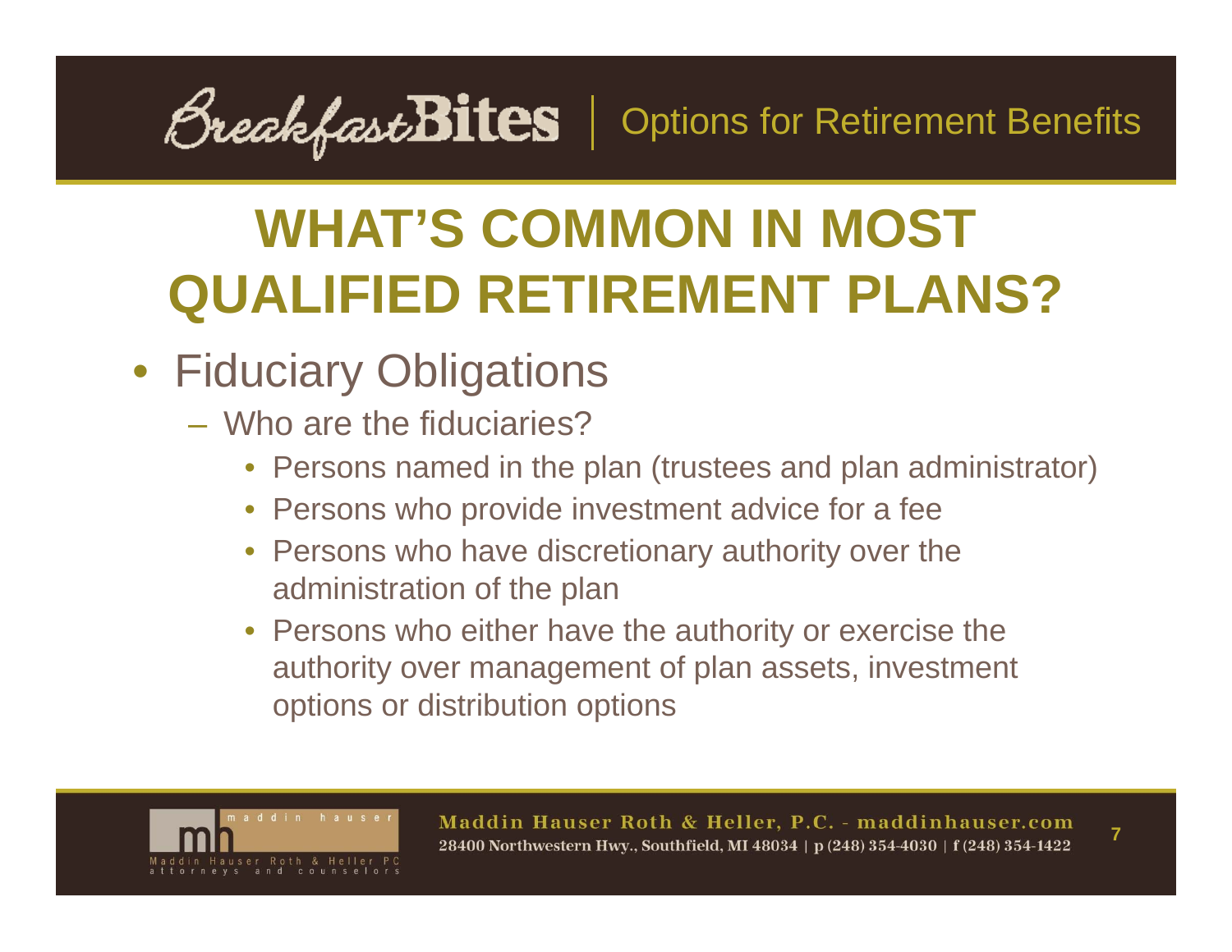# WHAT'S COMMON IN MOST QUALIFIED RETIREMENT PLANS?

- Fiduciary Obligations
  - Who are the fiduciaries?
    - Persons named in the plan (trustees and plan administrator)
    - Persons who provide investment advice for a fee
    - Persons who have discretionary authority over the administration of the plan
    - Persons who either have the authority or exercise the authority over management of plan assets, investment options or distribution options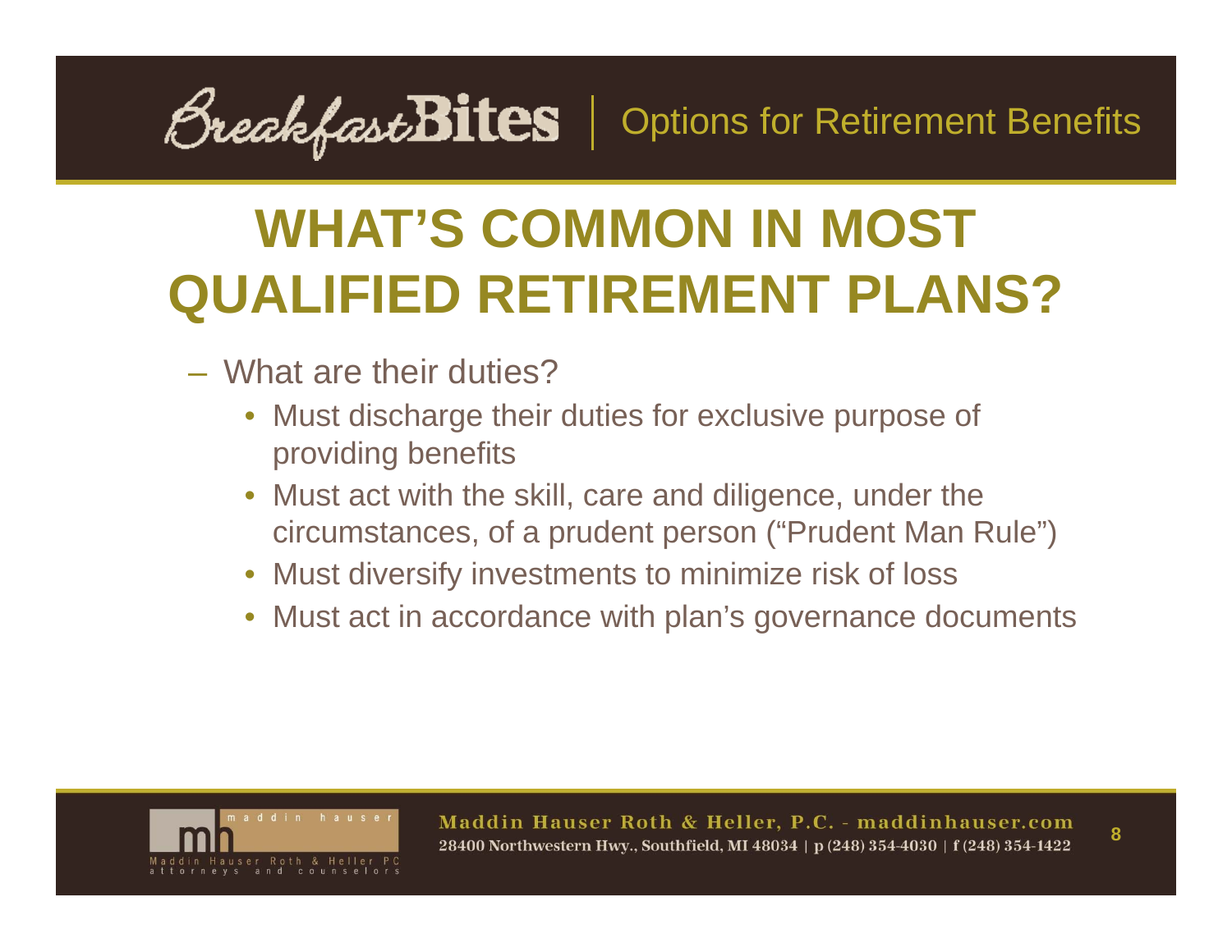# WHAT'S COMMON IN MOST QUALIFIED RETIREMENT PLANS?

- What are their duties?
  - Must discharge their duties for exclusive purpose of providing benefits
  - Must act with the skill, care and diligence, under the circumstances, of a prudent person ("Prudent Man Rule")
  - Must diversify investments to minimize risk of loss
  - Must act in accordance with plan's governance documents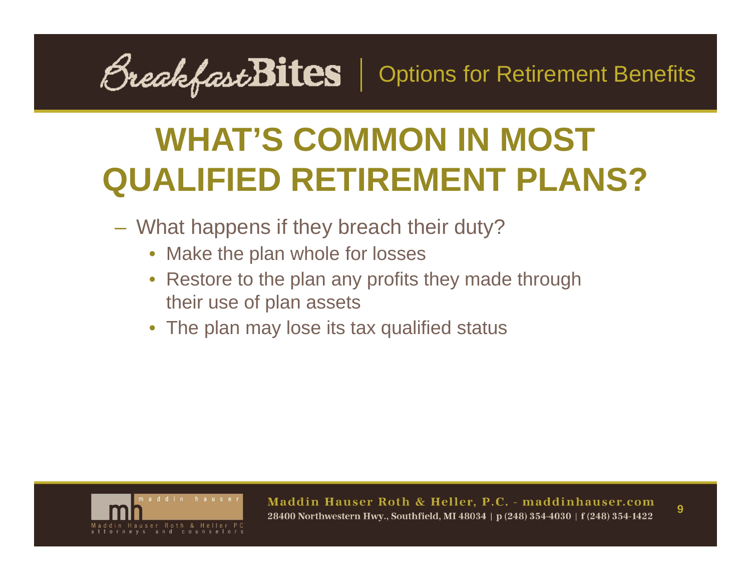# WHAT'S COMMON IN MOST QUALIFIED RETIREMENT PLANS?

- What happens if they breach their duty?
  - Make the plan whole for losses
  - Restore to the plan any profits they made through their use of plan assets
  - The plan may lose its tax qualified status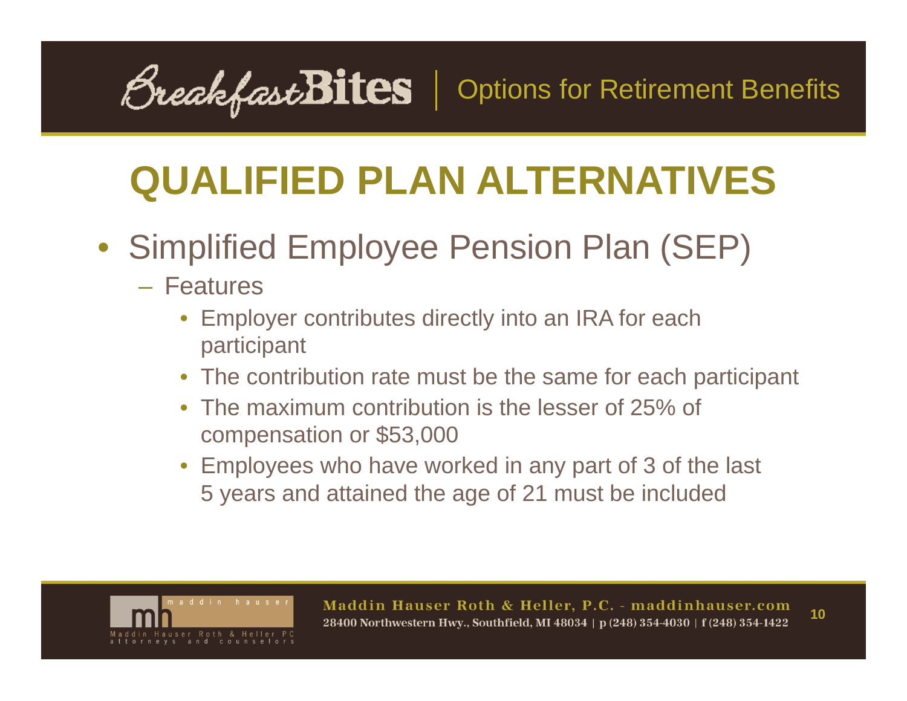# QUALIFIED PLAN ALTERNATIVES

- Simplified Employee Pension Plan (SEP)
  - Features
    - Employer contributes directly into an IRA for each participant
    - The contribution rate must be the same for each participant
    - The maximum contribution is the lesser of 25% of compensation or $53,000
    - Employees who have worked in any part of 3 of the last 5 years and attained the age of 21 must be included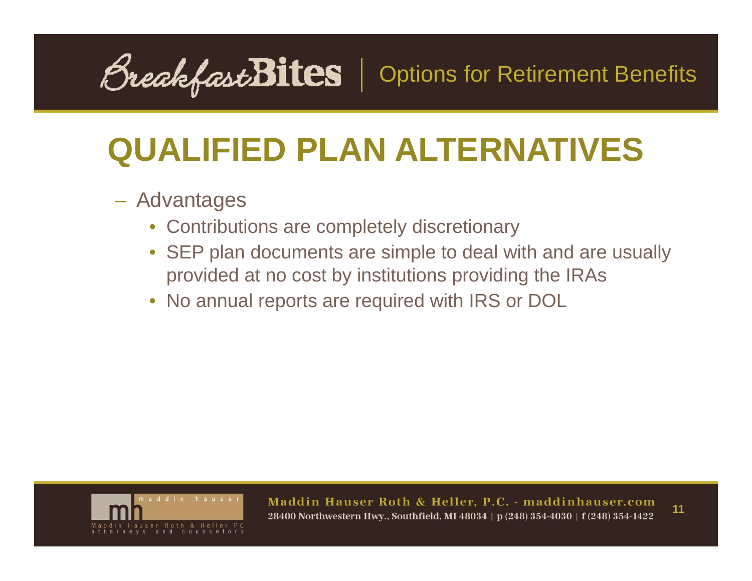# QUALIFIED PLAN ALTERNATIVES

- Advantages
  - Contributions are completely discretionary
  - SEP plan documents are simple to deal with and are usually provided at no cost by institutions providing the IRAs
  - No annual reports are required with IRS or DOL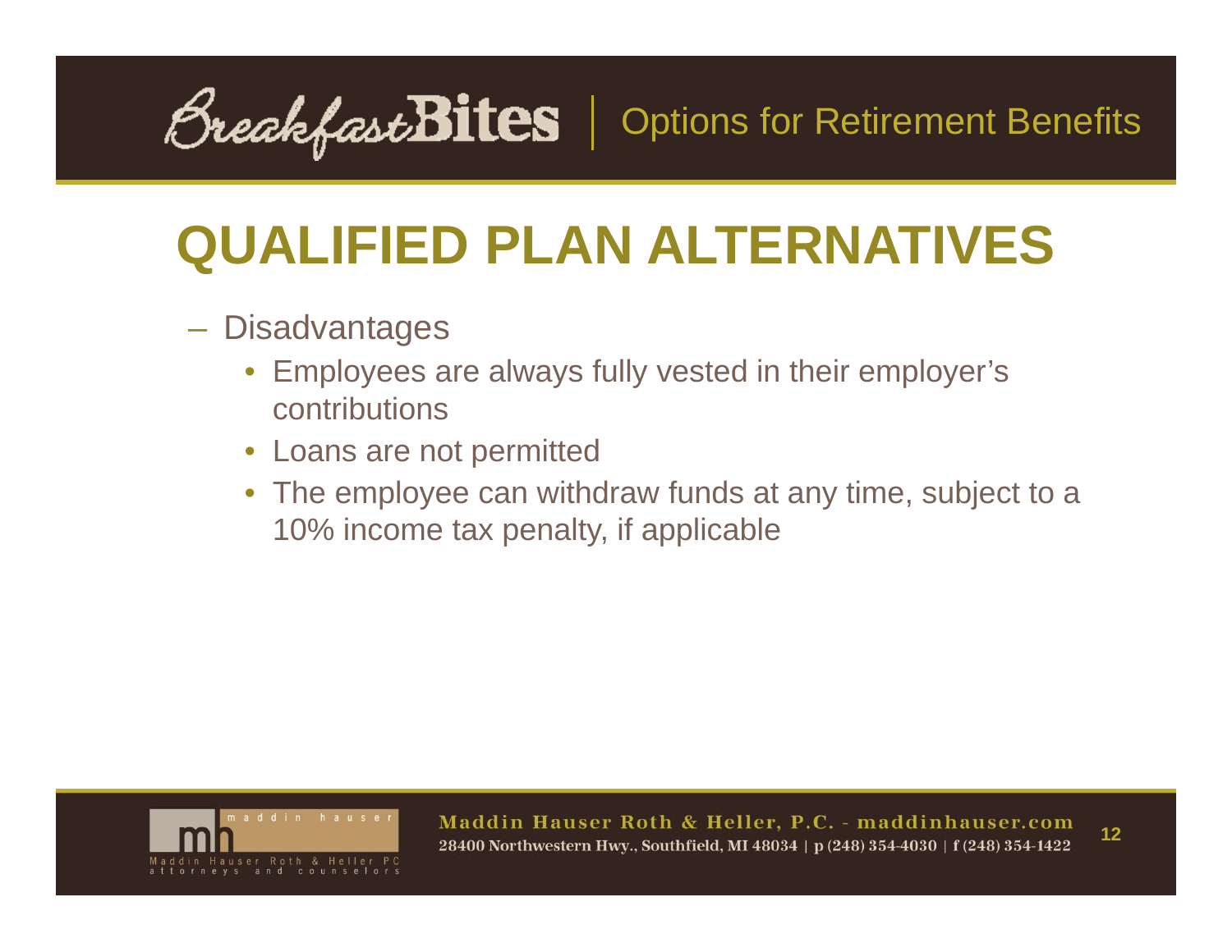# QUALIFIED PLAN ALTERNATIVES

- Disadvantages
  - Employees are always fully vested in their employer's contributions
  - Loans are not permitted
  - The employee can withdraw funds at any time, subject to a 10% income tax penalty, if applicable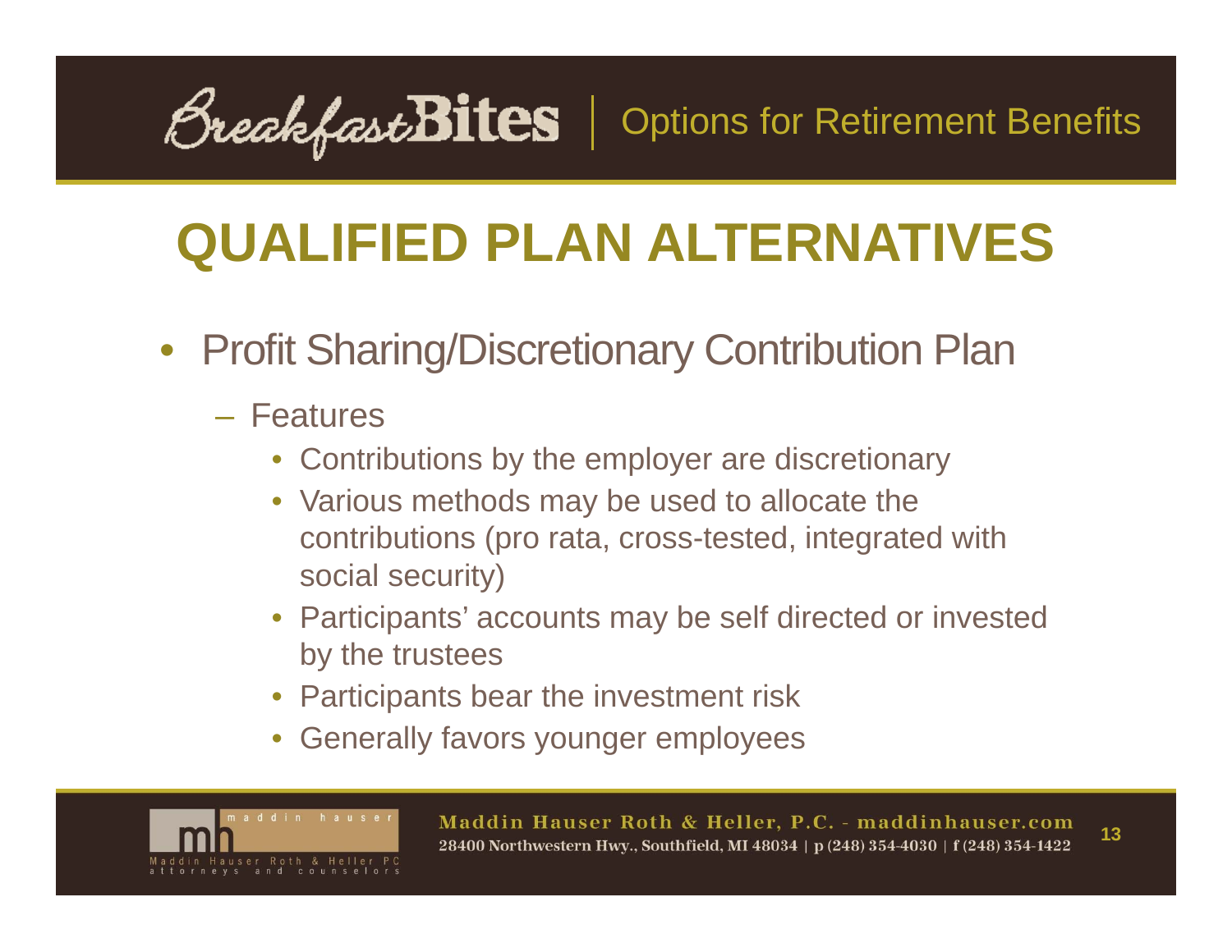# QUALIFIED PLAN ALTERNATIVES

- Profit Sharing/Discretionary Contribution Plan
  - Features
    - Contributions by the employer are discretionary
    - Various methods may be used to allocate the contributions (pro rata, cross-tested, integrated with social security)
    - Participants' accounts may be self directed or invested by the trustees
    - Participants bear the investment risk
    - Generally favors younger employees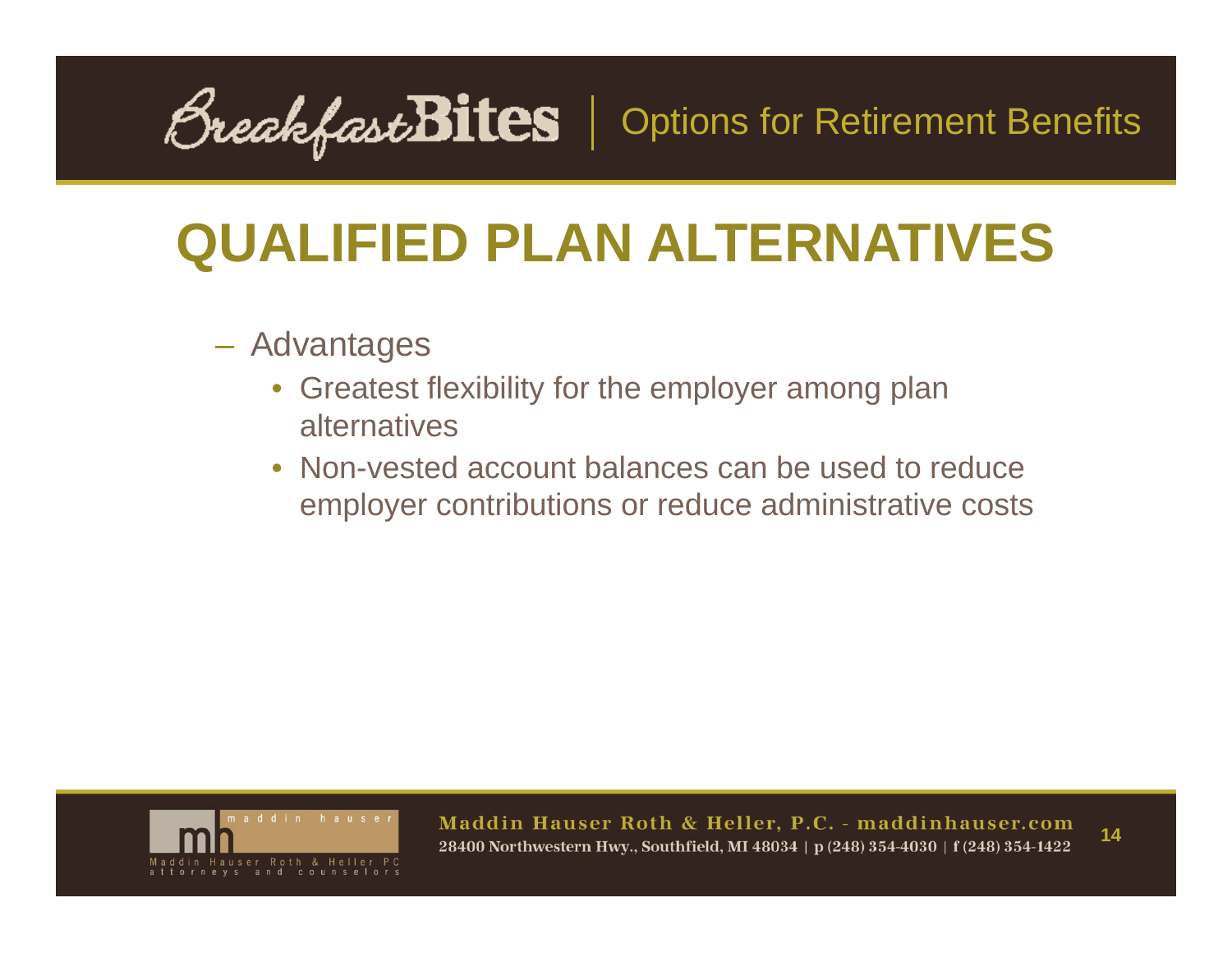# QUALIFIED PLAN ALTERNATIVES

- Advantages
  - Greatest flexibility for the employer among plan alternatives
  - Non-vested account balances can be used to reduce employer contributions or reduce administrative costs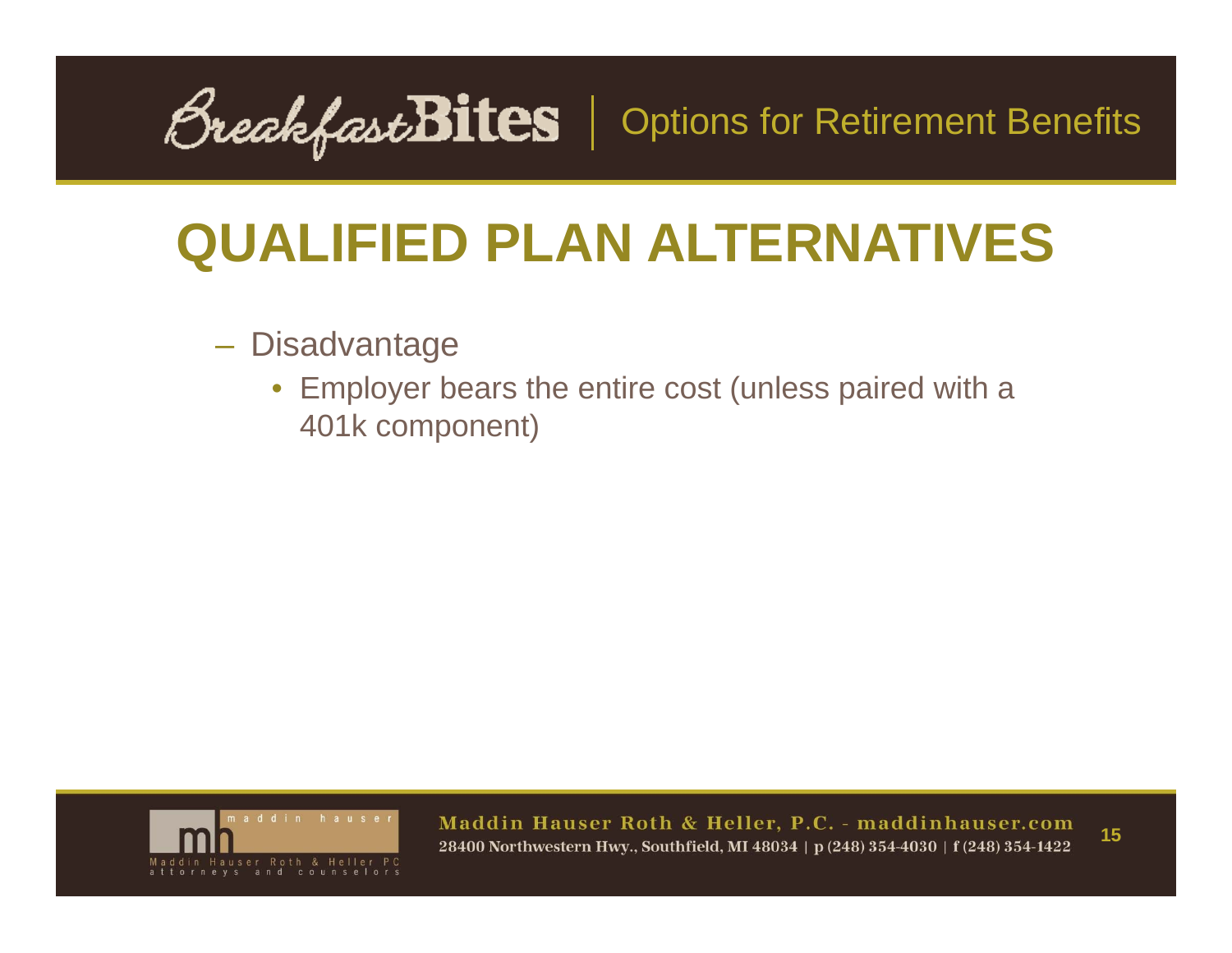# QUALIFIED PLAN ALTERNATIVES

- Disadvantage
  - Employer bears the entire cost (unless paired with a 401k component)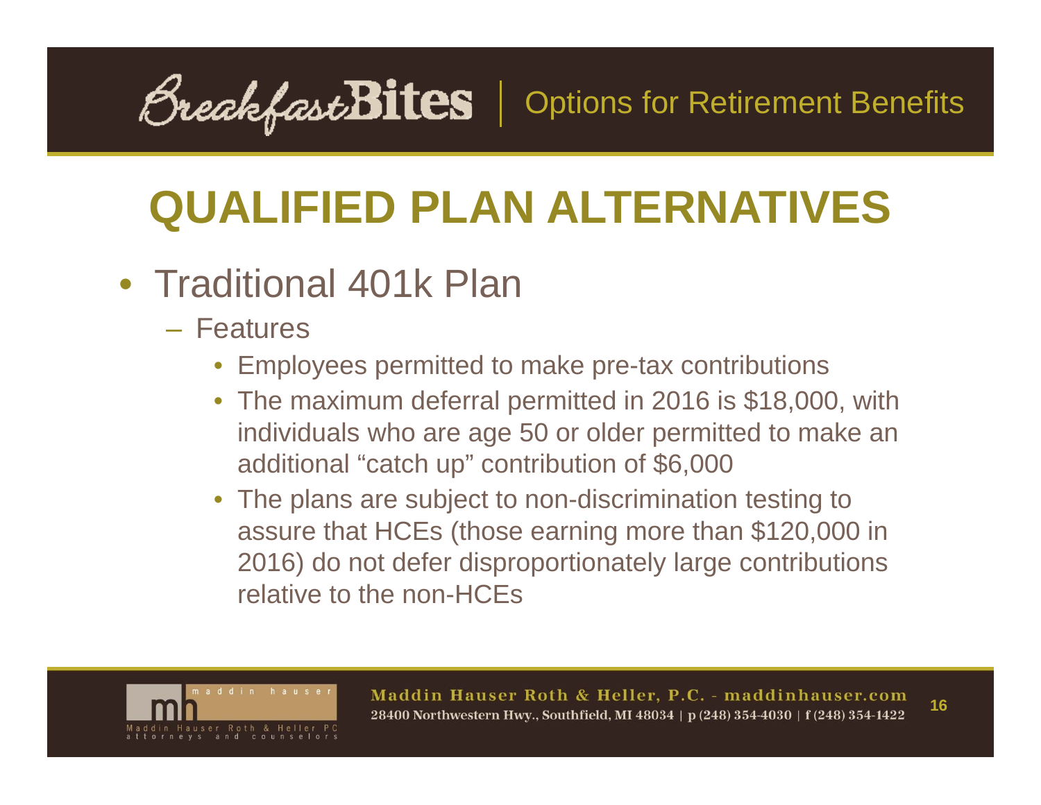# QUALIFIED PLAN ALTERNATIVES

- Traditional 401k Plan
  - Features
    - Employees permitted to make pre-tax contributions
    - The maximum deferral permitted in 2016 is $18,000, with individuals who are age 50 or older permitted to make an additional "catch up" contribution of $6,000
    - The plans are subject to non-discrimination testing to assure that HCEs (those earning more than $120,000 in 2016) do not defer disproportionately large contributions relative to the non-HCEs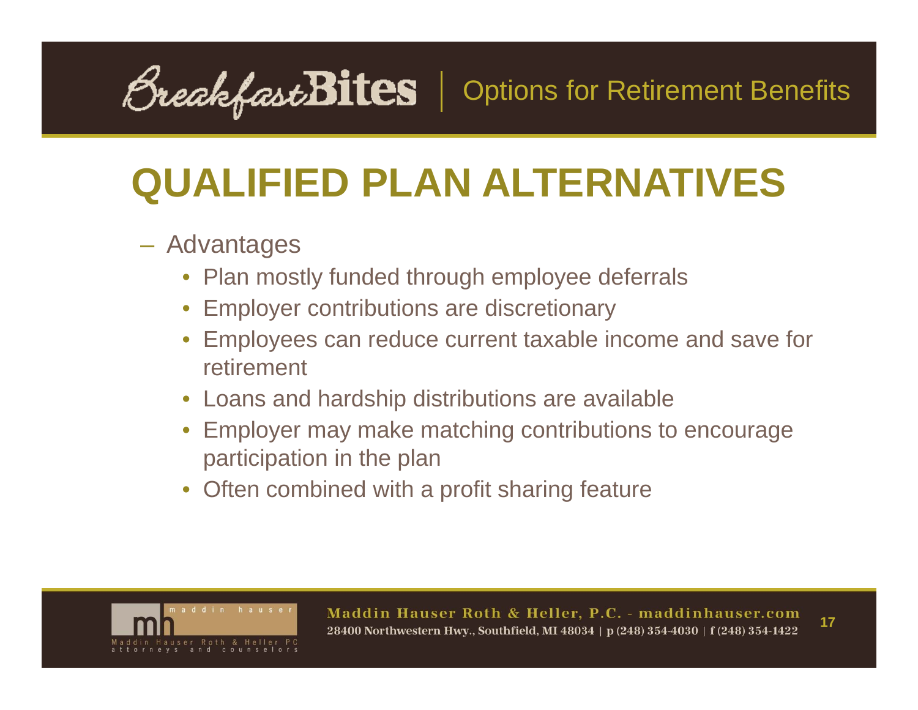# QUALIFIED PLAN ALTERNATIVES

- Advantages
  - Plan mostly funded through employee deferrals
  - Employer contributions are discretionary
  - Employees can reduce current taxable income and save for retirement
  - Loans and hardship distributions are available
  - Employer may make matching contributions to encourage participation in the plan
  - Often combined with a profit sharing feature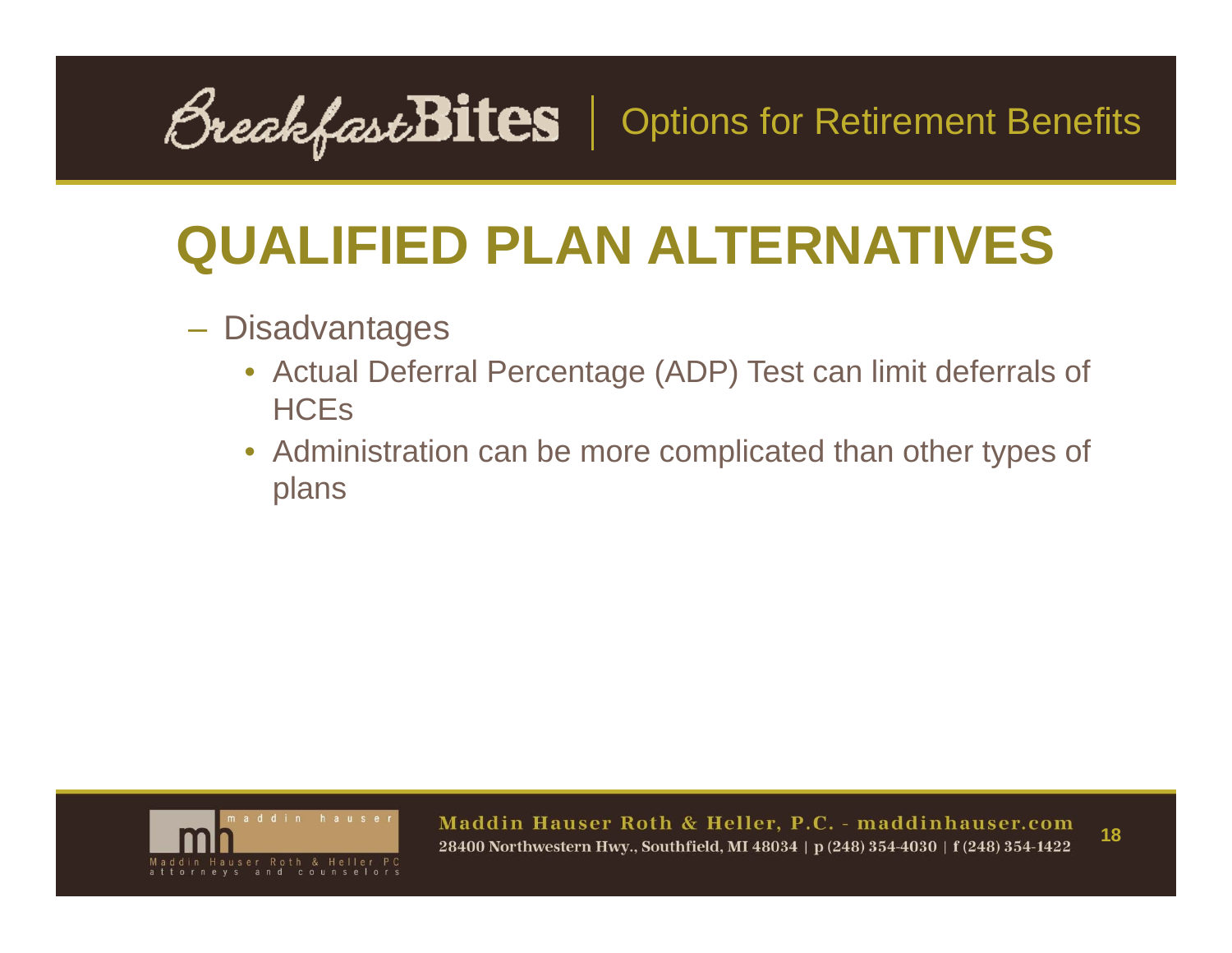# QUALIFIED PLAN ALTERNATIVES

- Disadvantages
  - Actual Deferral Percentage (ADP) Test can limit deferrals of HCEs
  - Administration can be more complicated than other types of plans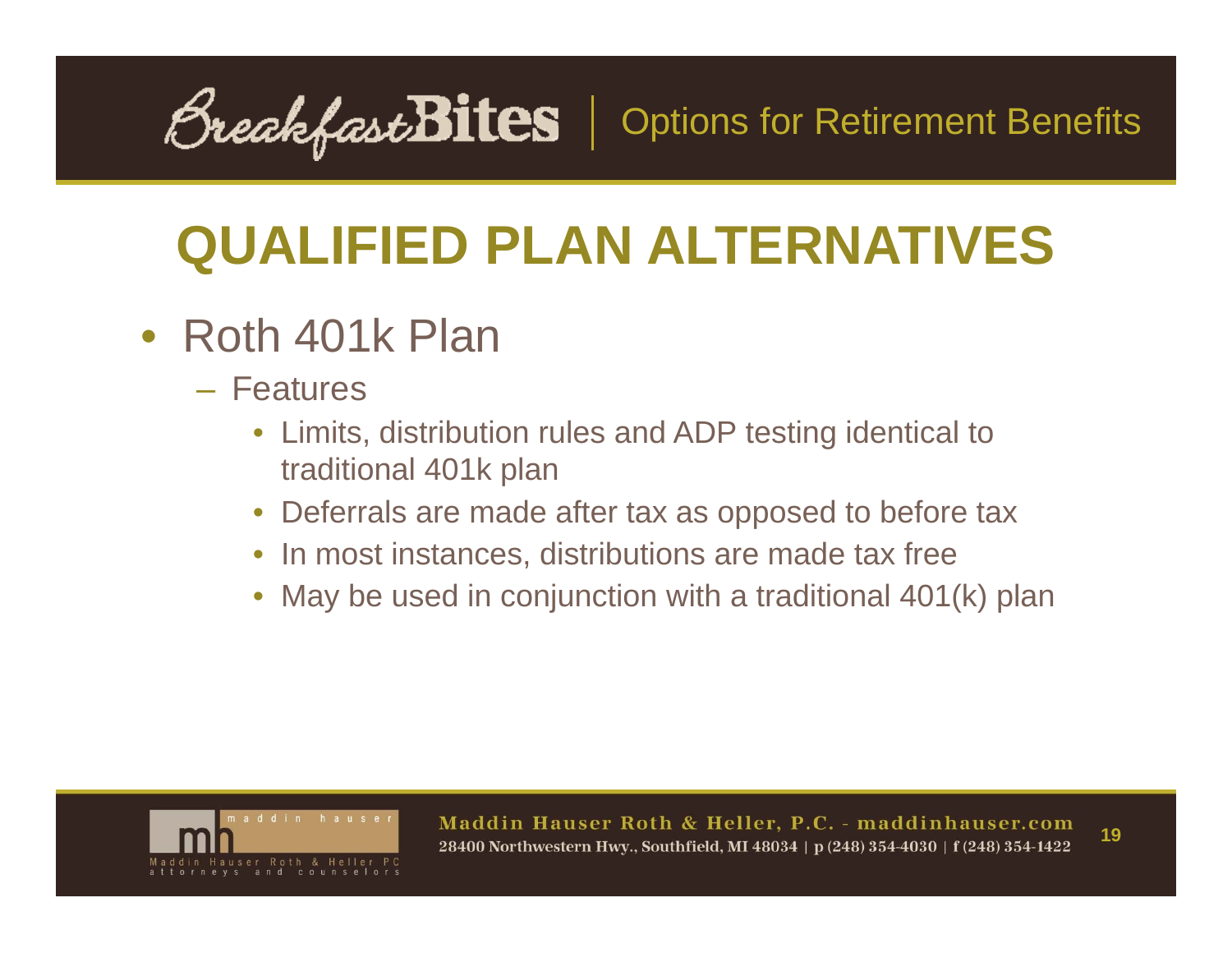# QUALIFIED PLAN ALTERNATIVES

- Roth 401k Plan
  - Features
    - Limits, distribution rules and ADP testing identical to traditional 401k plan
    - Deferrals are made after tax as opposed to before tax
    - In most instances, distributions are made tax free
    - May be used in conjunction with a traditional 401(k) plan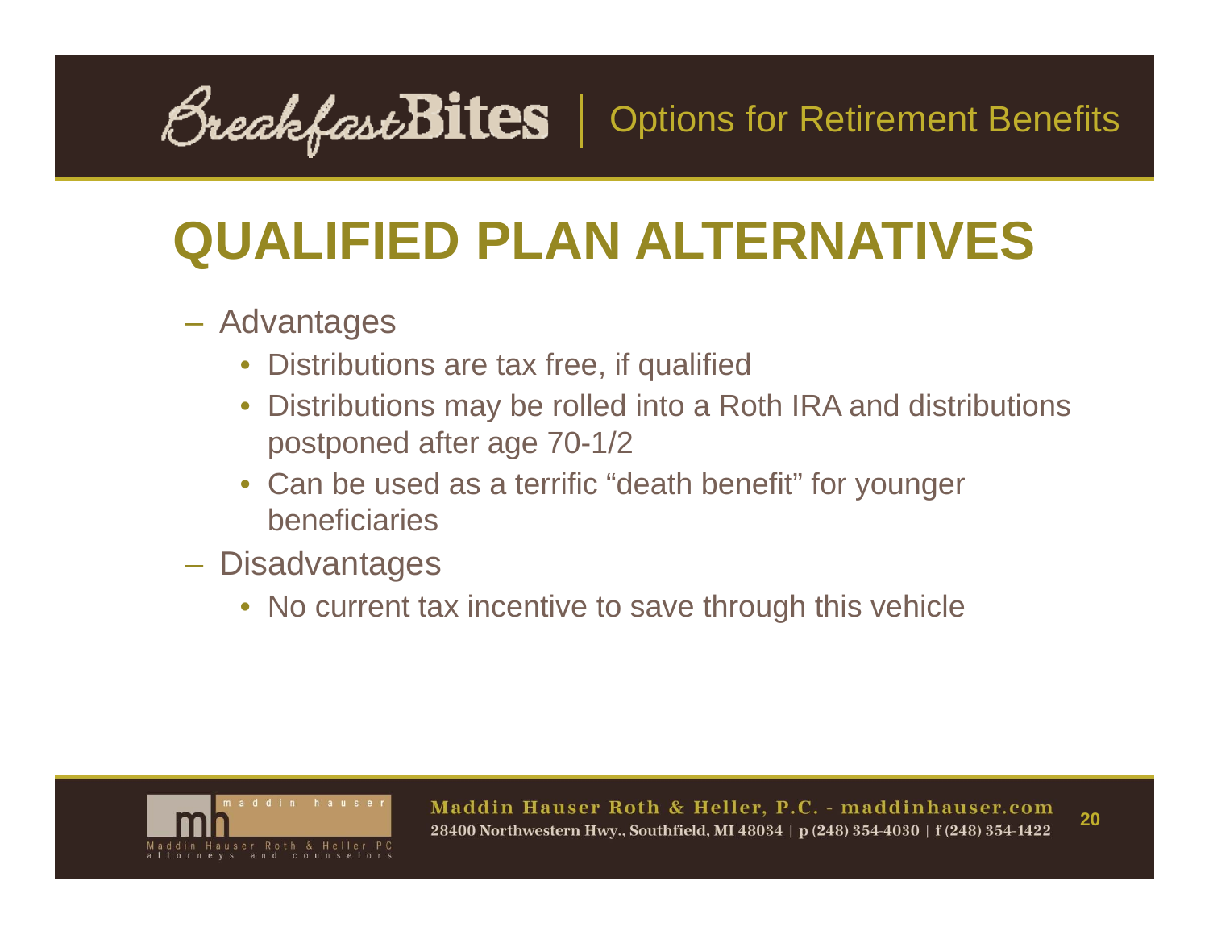# QUALIFIED PLAN ALTERNATIVES

- Advantages
  - Distributions are tax free, if qualified
  - Distributions may be rolled into a Roth IRA and distributions postponed after age 70-1/2
  - Can be used as a terrific "death benefit" for younger beneficiaries
- Disadvantages
  - No current tax incentive to save through this vehicle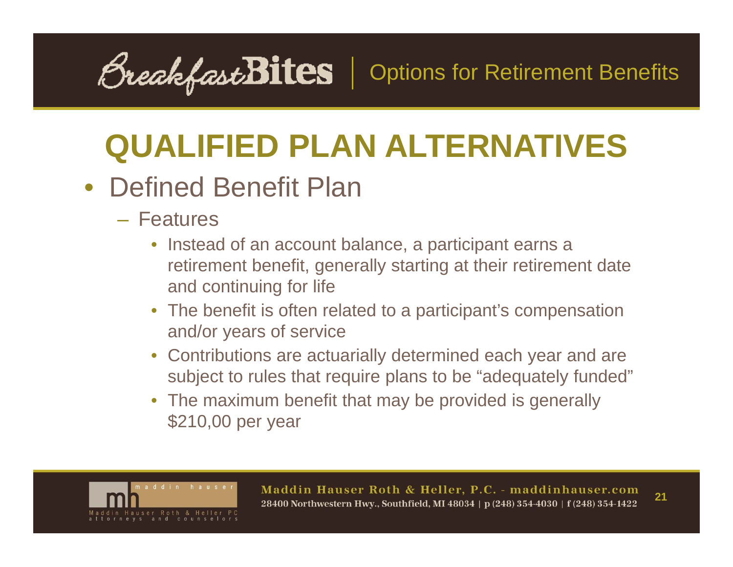# QUALIFIED PLAN ALTERNATIVES

- Defined Benefit Plan
  - Features
    - Instead of an account balance, a participant earns a retirement benefit, generally starting at their retirement date and continuing for life
    - The benefit is often related to a participant's compensation and/or years of service
    - Contributions are actuarially determined each year and are subject to rules that require plans to be "adequately funded"
    - The maximum benefit that may be provided is generally $210,00 per year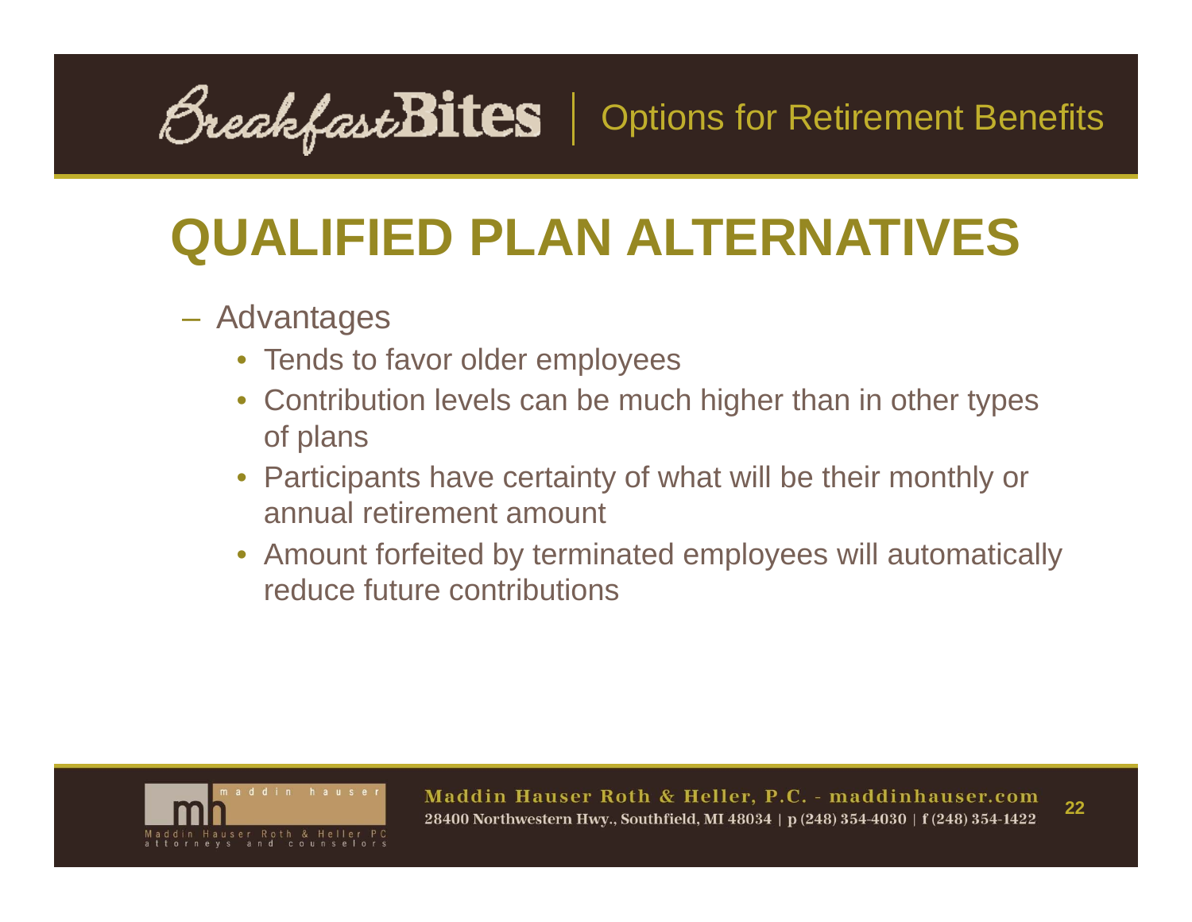# QUALIFIED PLAN ALTERNATIVES

- Advantages
  - Tends to favor older employees
  - Contribution levels can be much higher than in other types of plans
  - Participants have certainty of what will be their monthly or annual retirement amount
  - Amount forfeited by terminated employees will automatically reduce future contributions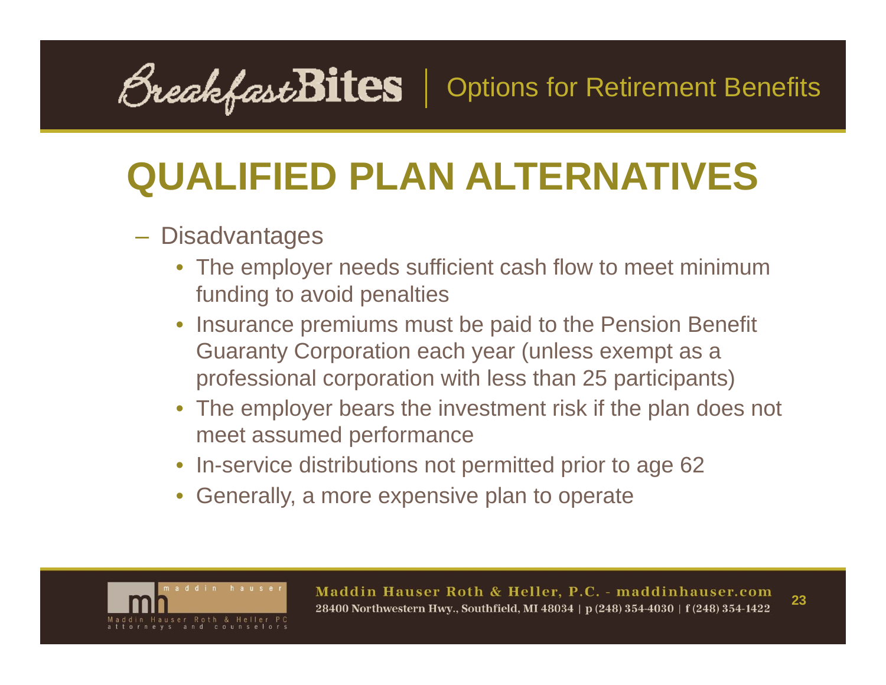# QUALIFIED PLAN ALTERNATIVES

- Disadvantages
  - The employer needs sufficient cash flow to meet minimum funding to avoid penalties
  - Insurance premiums must be paid to the Pension Benefit Guaranty Corporation each year (unless exempt as a professional corporation with less than 25 participants)
  - The employer bears the investment risk if the plan does not meet assumed performance
  - In-service distributions not permitted prior to age 62
  - Generally, a more expensive plan to operate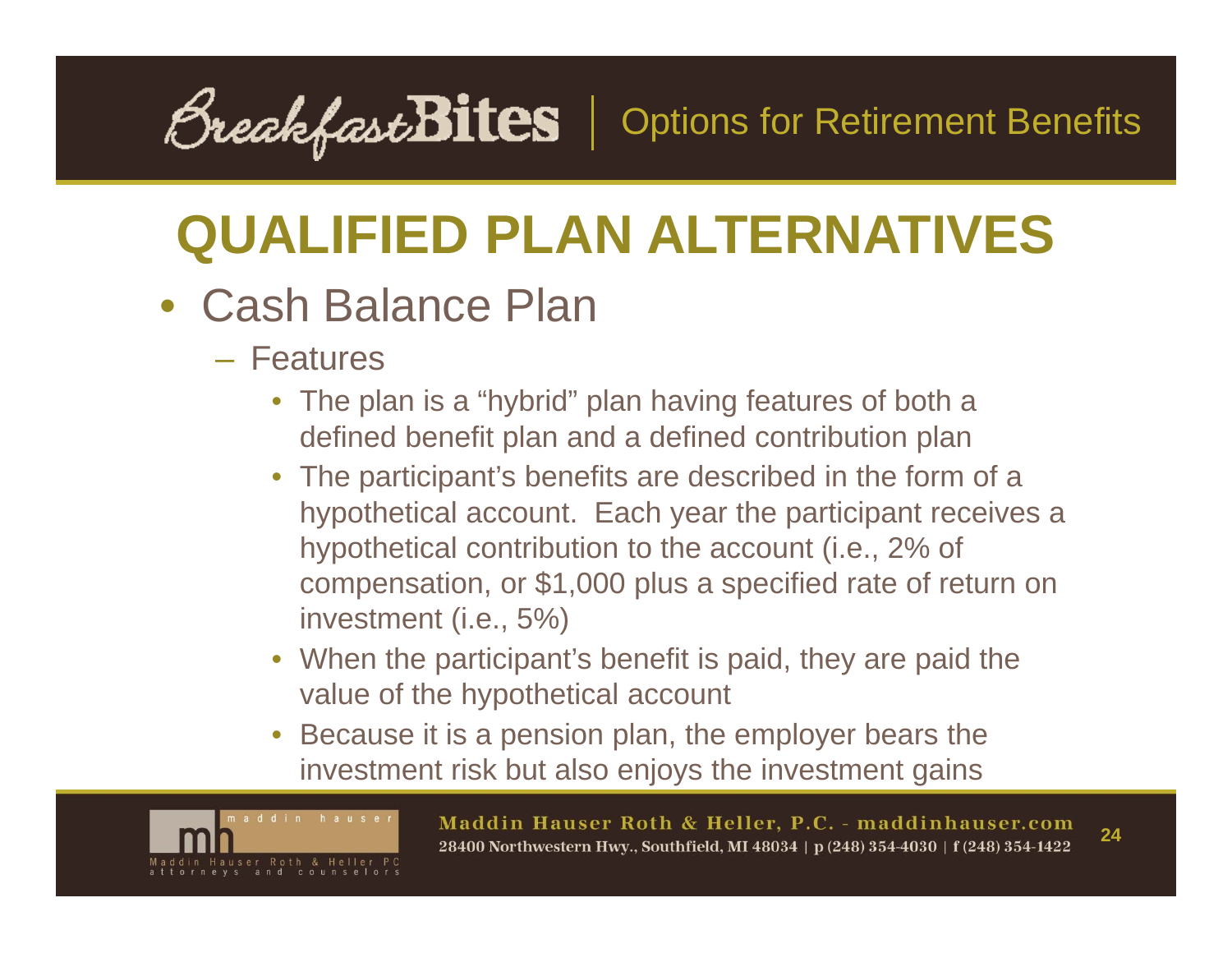# QUALIFIED PLAN ALTERNATIVES

- Cash Balance Plan
  - Features
    - The plan is a "hybrid" plan having features of both a defined benefit plan and a defined contribution plan
    - The participant's benefits are described in the form of a hypothetical account. Each year the participant receives a hypothetical contribution to the account (i.e., 2% of compensation, or $1,000 plus a specified rate of return on investment (i.e., 5%)
    - When the participant's benefit is paid, they are paid the value of the hypothetical account
    - Because it is a pension plan, the employer bears the investment risk but also enjoys the investment gains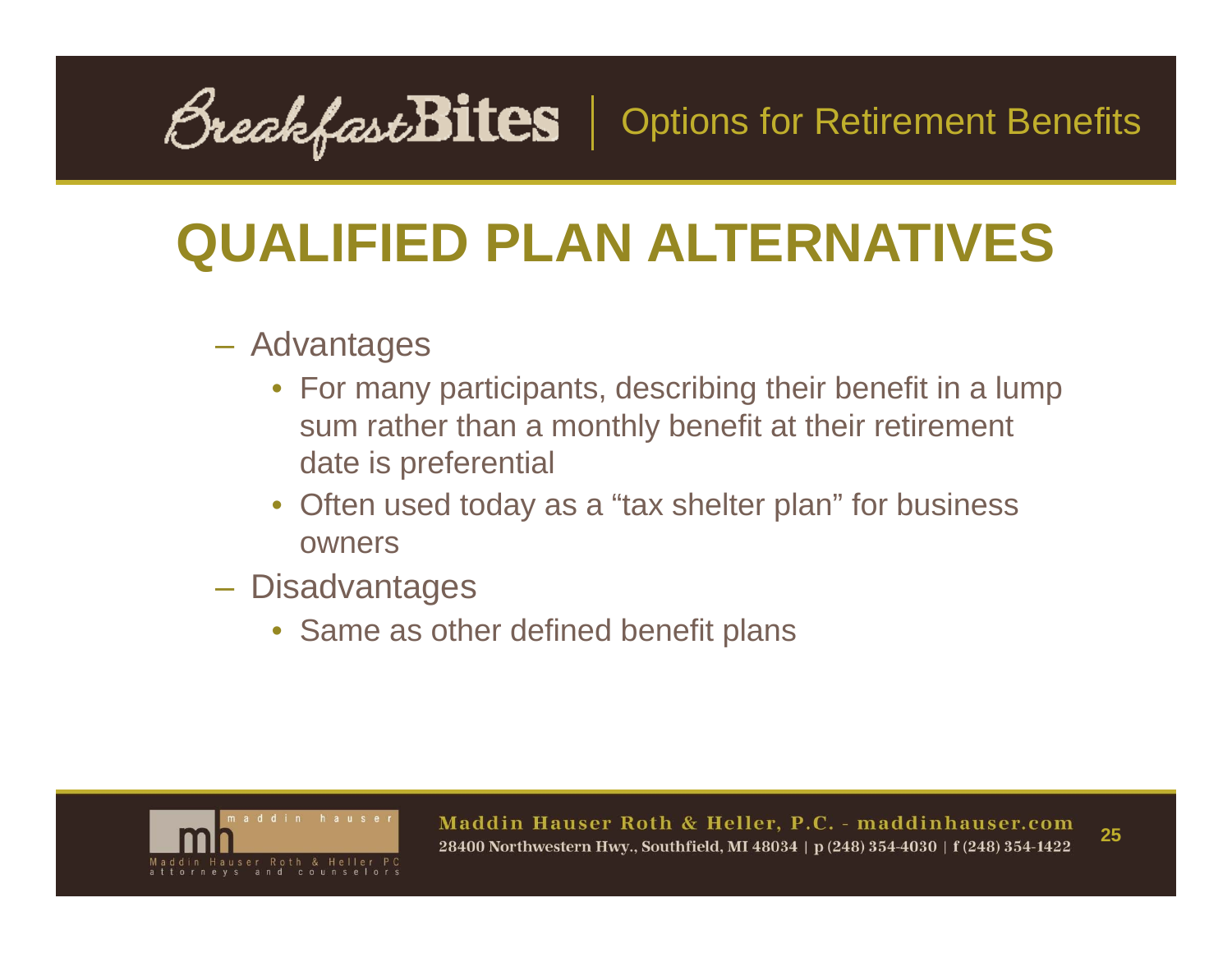# QUALIFIED PLAN ALTERNATIVES

- Advantages
  - For many participants, describing their benefit in a lump sum rather than a monthly benefit at their retirement date is preferential
  - Often used today as a “tax shelter plan” for business owners
- Disadvantages
  - Same as other defined benefit plans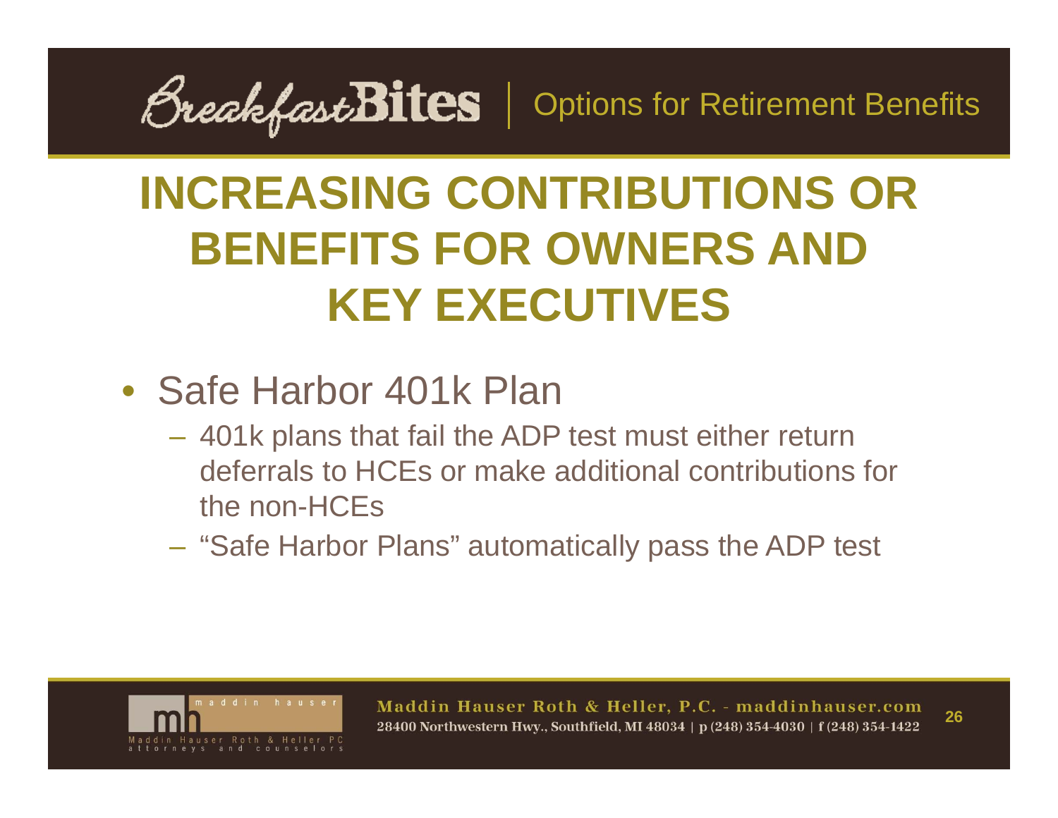# INCREASING CONTRIBUTIONS OR BENEFITS FOR OWNERS AND KEY EXECUTIVES

- Safe Harbor 401k Plan
  - 401k plans that fail the ADP test must either return deferrals to HCEs or make additional contributions for the non-HCEs
  - "Safe Harbor Plans" automatically pass the ADP test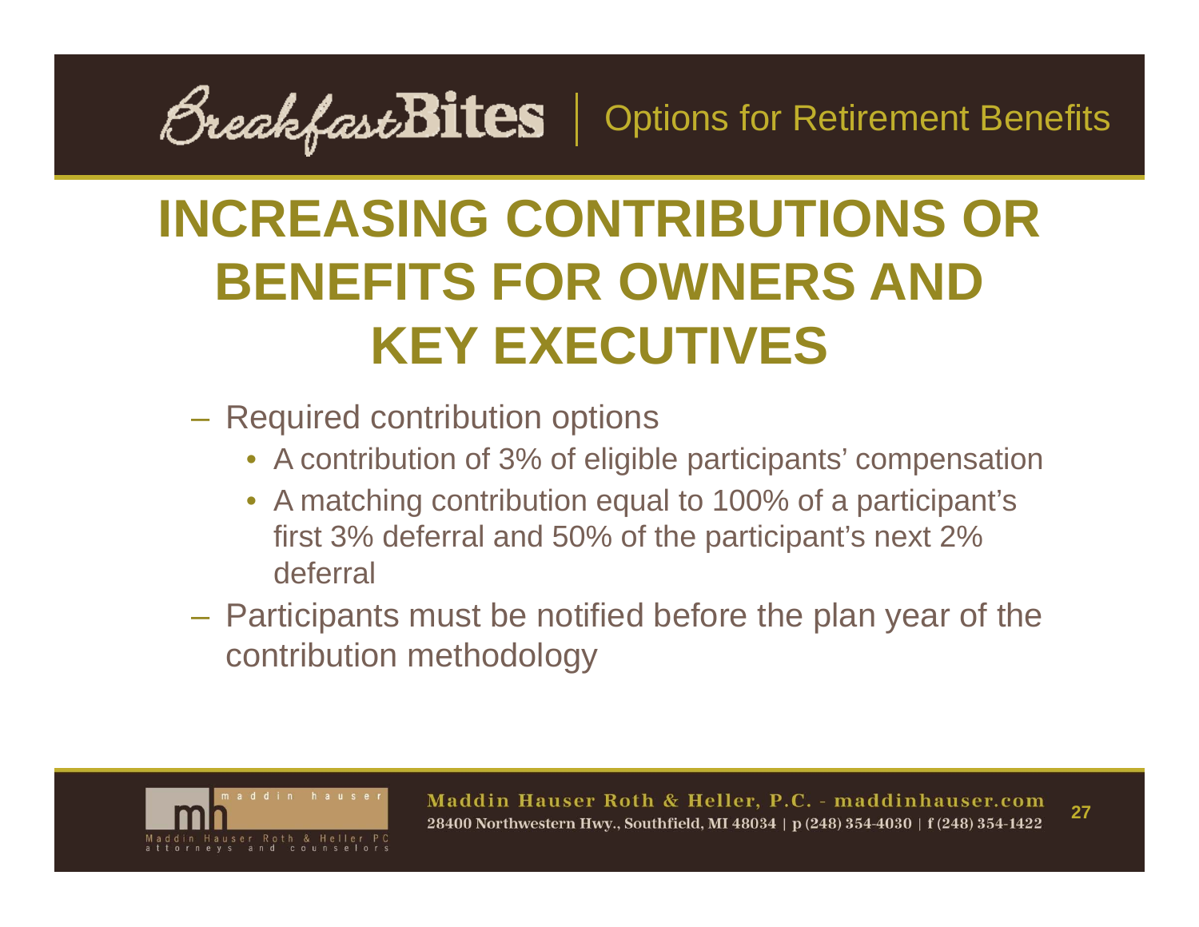# INCREASING CONTRIBUTIONS OR BENEFITS FOR OWNERS AND KEY EXECUTIVES

- Required contribution options
  - A contribution of 3% of eligible participants' compensation
  - A matching contribution equal to 100% of a participant's first 3% deferral and 50% of the participant's next 2% deferral
- Participants must be notified before the plan year of the contribution methodology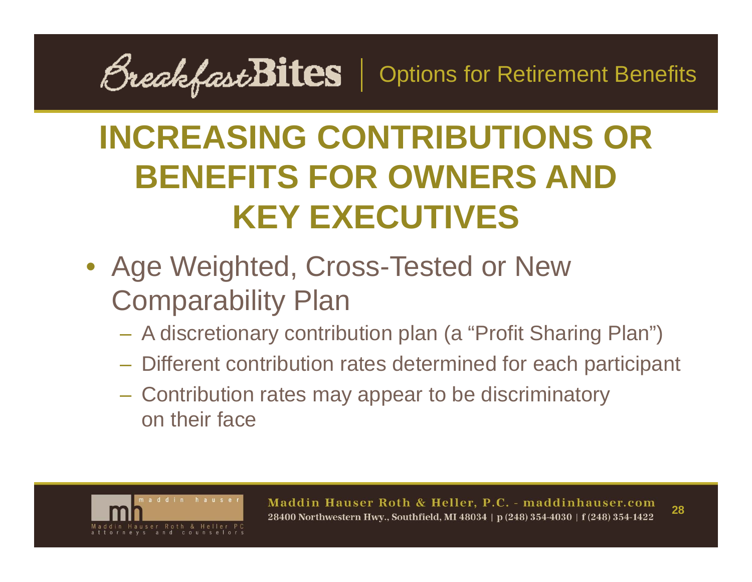# INCREASING CONTRIBUTIONS OR BENEFITS FOR OWNERS AND KEY EXECUTIVES

- Age Weighted, Cross-Tested or New Comparability Plan
  - A discretionary contribution plan (a "Profit Sharing Plan")
  - Different contribution rates determined for each participant
  - Contribution rates may appear to be discriminatory on their face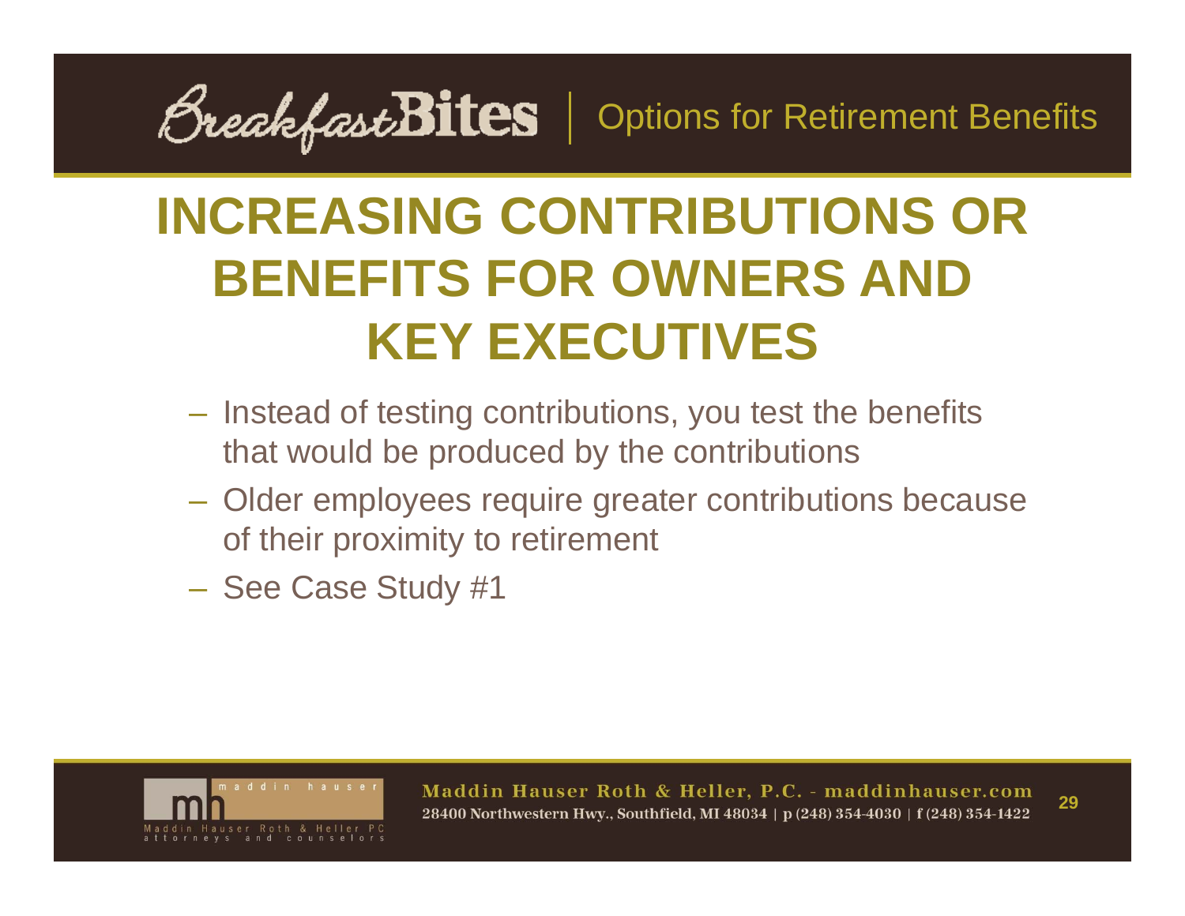# INCREASING CONTRIBUTIONS OR BENEFITS FOR OWNERS AND KEY EXECUTIVES

- Instead of testing contributions, you test the benefits that would be produced by the contributions
- Older employees require greater contributions because of their proximity to retirement
- See Case Study #1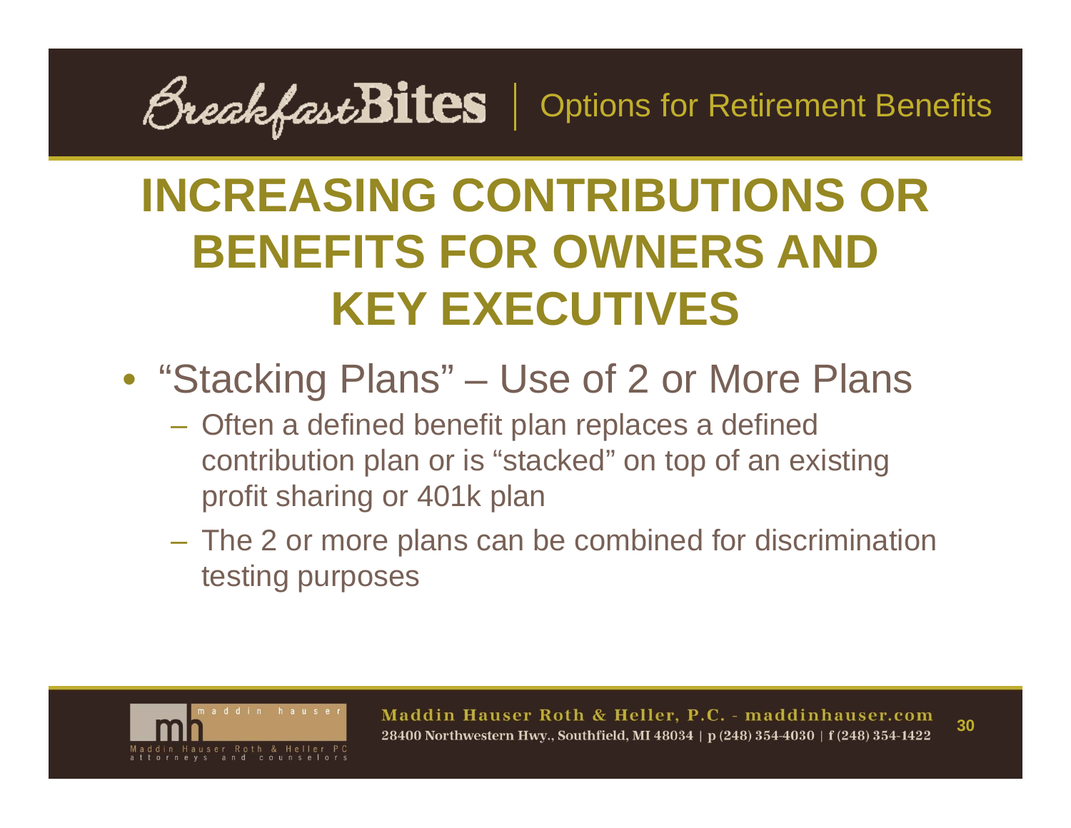# INCREASING CONTRIBUTIONS OR BENEFITS FOR OWNERS AND KEY EXECUTIVES

- "Stacking Plans" – Use of 2 or More Plans
  - Often a defined benefit plan replaces a defined contribution plan or is "stacked" on top of an existing profit sharing or 401k plan
  - The 2 or more plans can be combined for discrimination testing purposes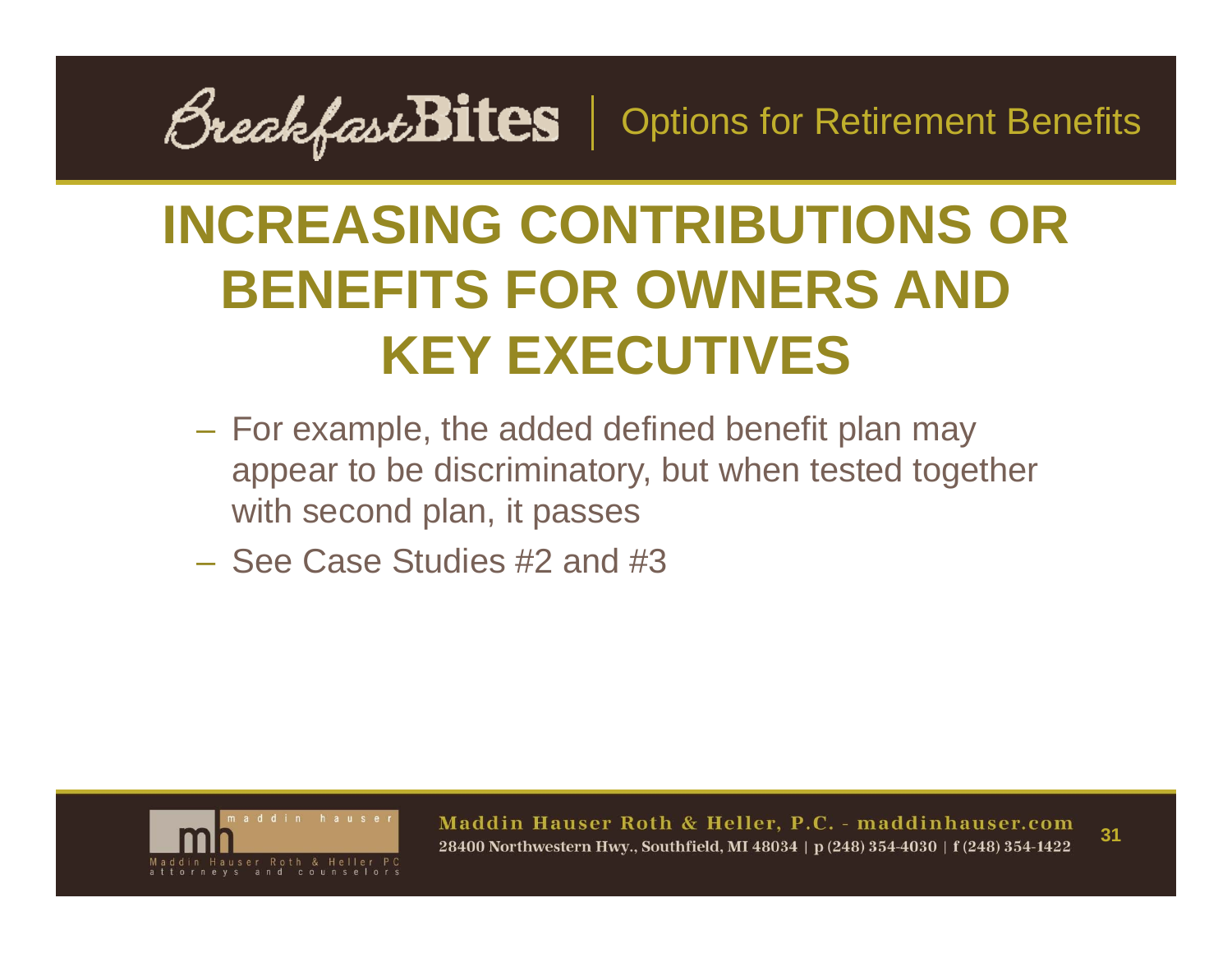# INCREASING CONTRIBUTIONS OR BENEFITS FOR OWNERS AND KEY EXECUTIVES

- For example, the added defined benefit plan may appear to be discriminatory, but when tested together with second plan, it passes
- See Case Studies #2 and #3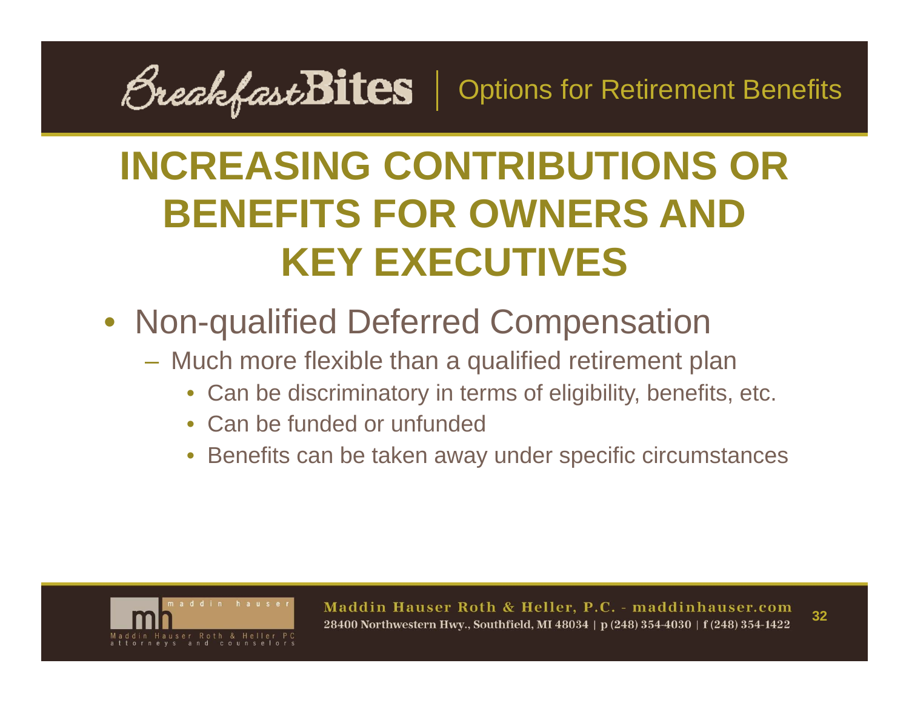# INCREASING CONTRIBUTIONS OR BENEFITS FOR OWNERS AND KEY EXECUTIVES

- Non-qualified Deferred Compensation
  - Much more flexible than a qualified retirement plan
    - Can be discriminatory in terms of eligibility, benefits, etc.
    - Can be funded or unfunded
    - Benefits can be taken away under specific circumstances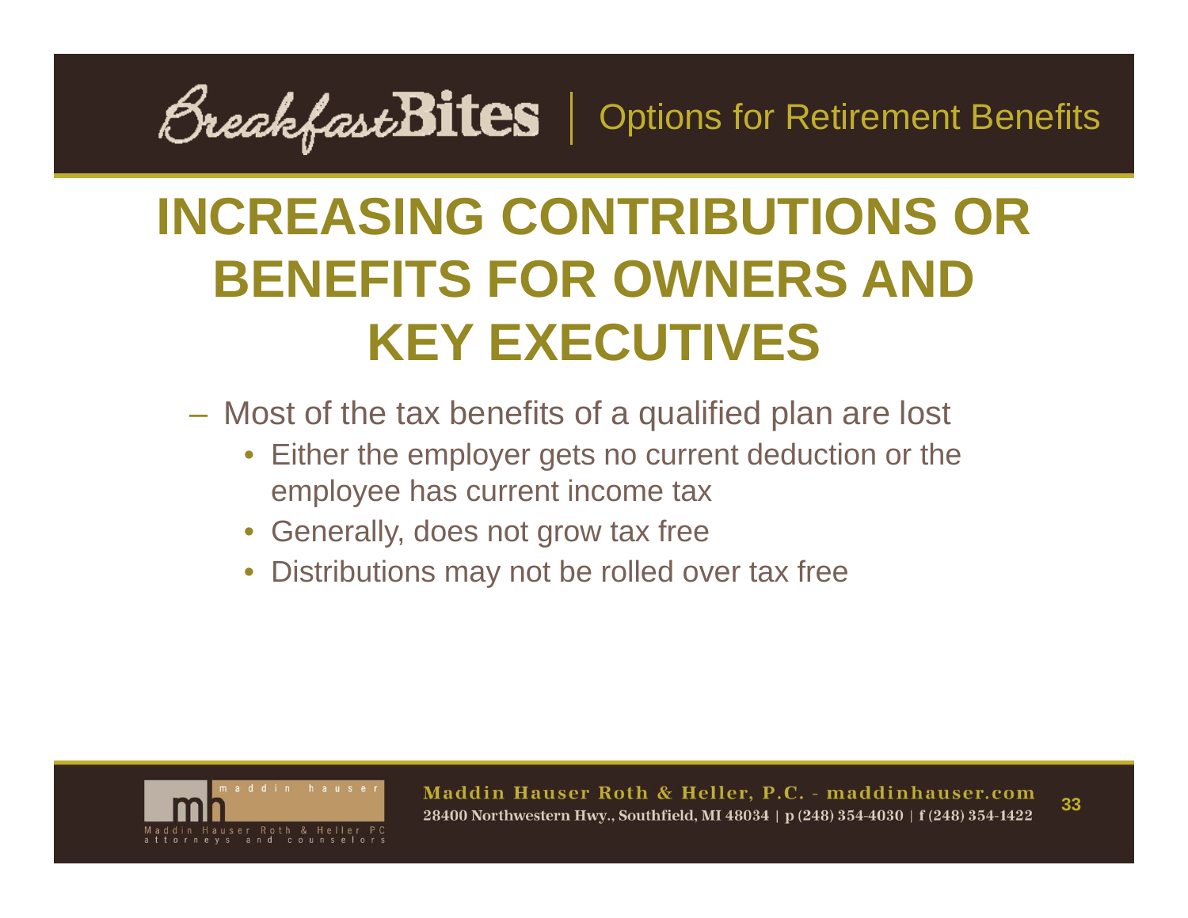# INCREASING CONTRIBUTIONS OR BENEFITS FOR OWNERS AND KEY EXECUTIVES

- Most of the tax benefits of a qualified plan are lost
  - Either the employer gets no current deduction or the employee has current income tax
  - Generally, does not grow tax free
  - Distributions may not be rolled over tax free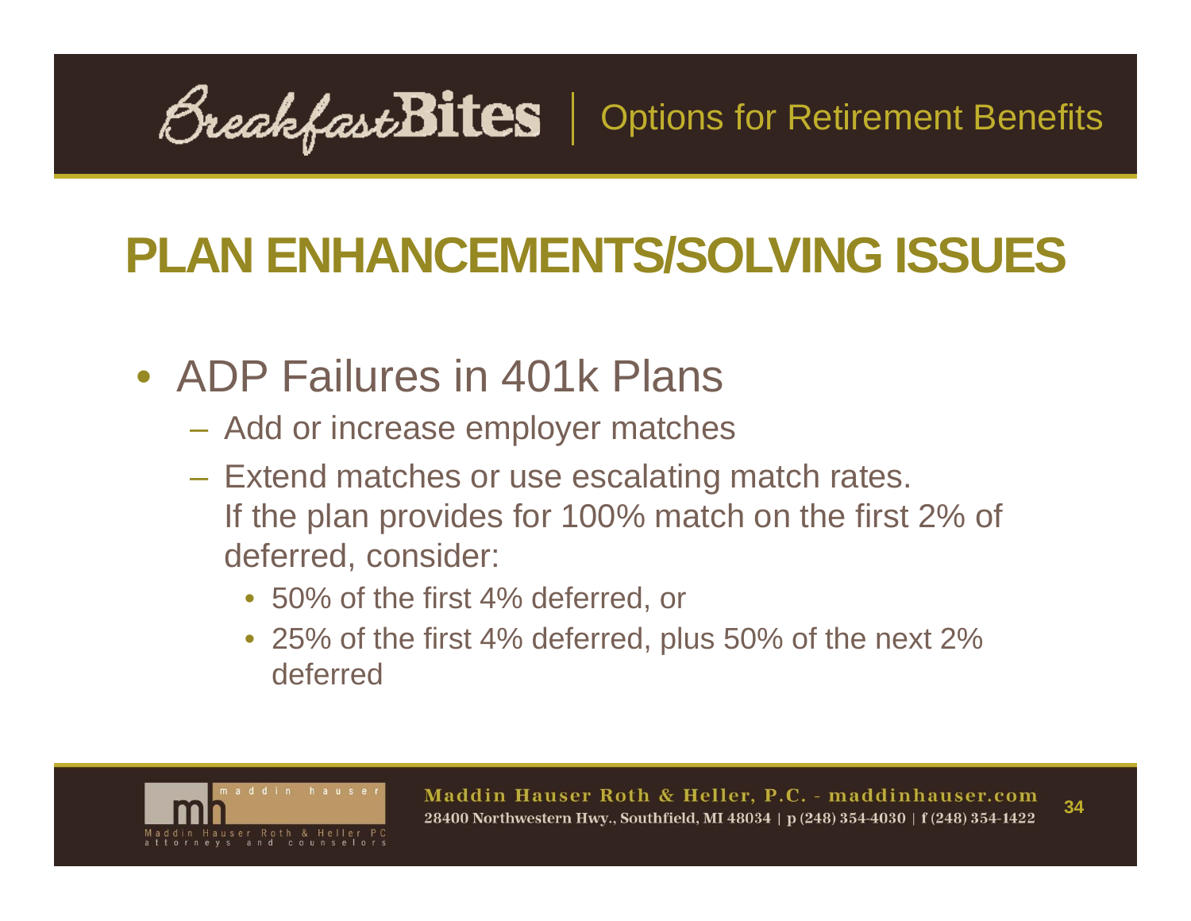# PLAN ENHANCEMENTS/SOLVING ISSUES

- ADP Failures in 401k Plans
  - Add or increase employer matches
  - Extend matches or use escalating match rates. If the plan provides for 100% match on the first 2% of deferred, consider:
    - 50% of the first 4% deferred, or
    - 25% of the first 4% deferred, plus 50% of the next 2% deferred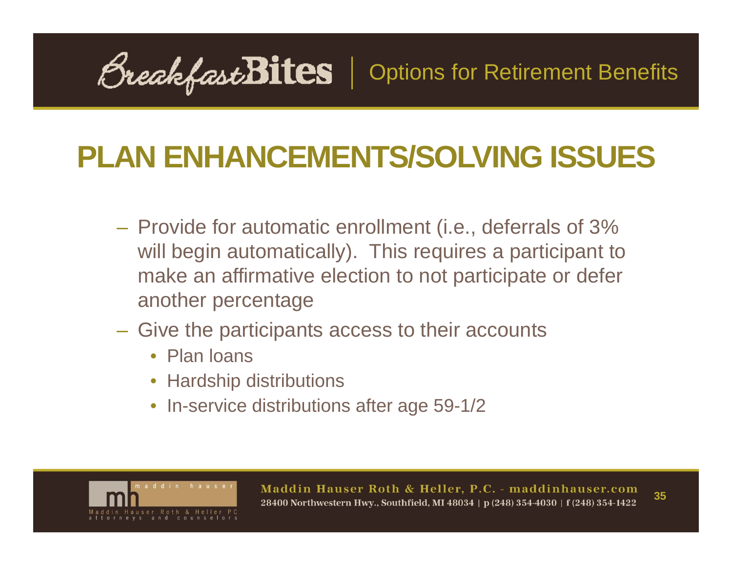## PLAN ENHANCEMENTS/SOLVING ISSUES

- Provide for automatic enrollment (i.e., deferrals of 3% will begin automatically). This requires a participant to make an affirmative election to not participate or defer another percentage
- Give the participants access to their accounts
  - Plan loans
  - Hardship distributions
  - In-service distributions after age 59-1/2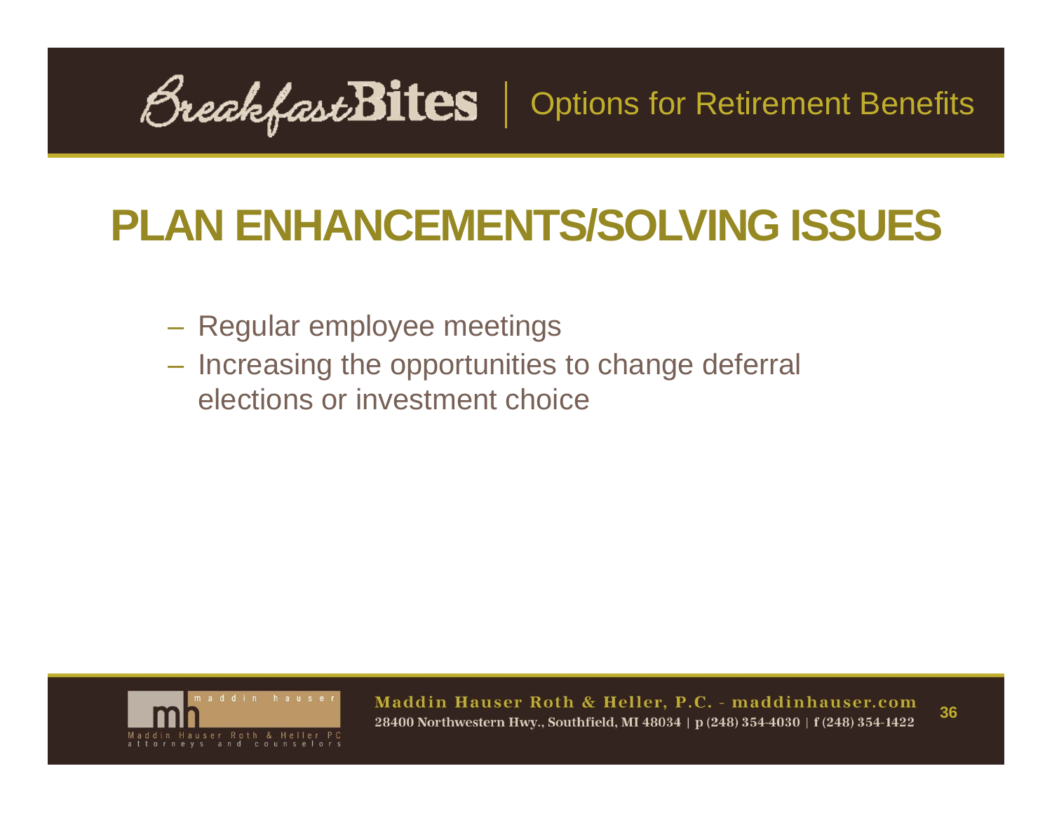# PLAN ENHANCEMENTS/SOLVING ISSUES

- Regular employee meetings
- Increasing the opportunities to change deferral elections or investment choice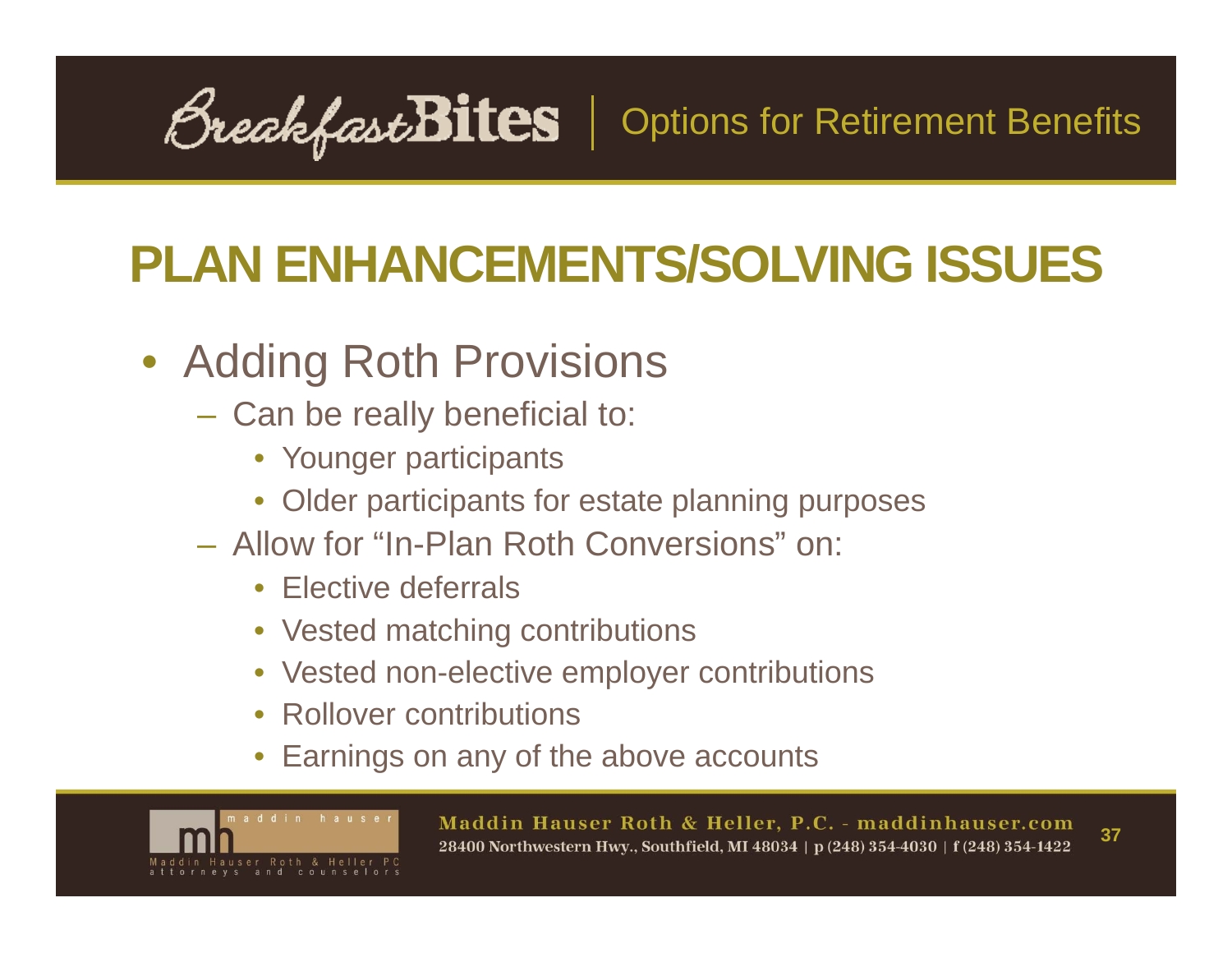## PLAN ENHANCEMENTS/SOLVING ISSUES

- Adding Roth Provisions
  - Can be really beneficial to:
    - Younger participants
    - Older participants for estate planning purposes
  - Allow for "In-Plan Roth Conversions" on:
    - Elective deferrals
    - Vested matching contributions
    - Vested non-elective employer contributions
    - Rollover contributions
    - Earnings on any of the above accounts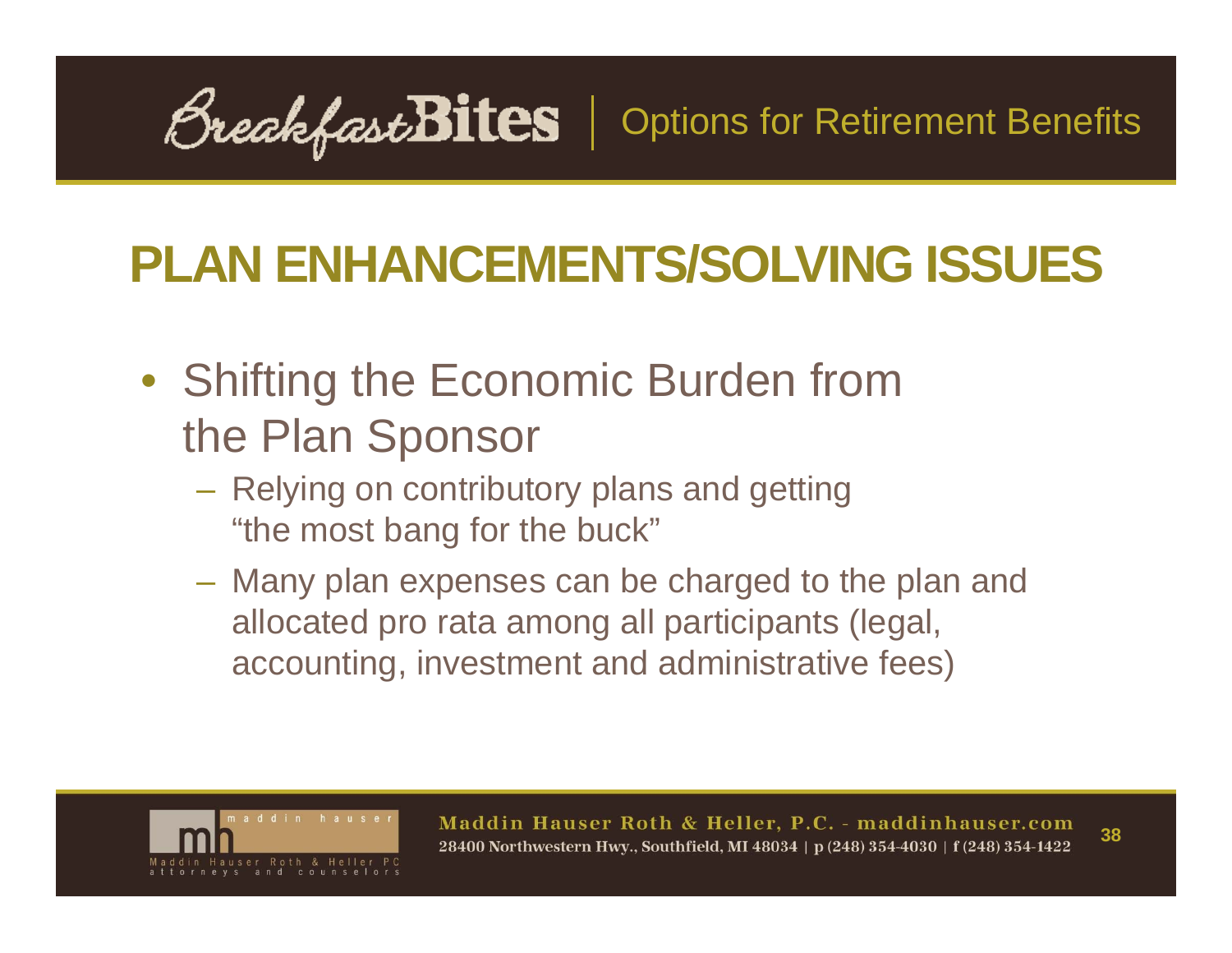# PLAN ENHANCEMENTS/SOLVING ISSUES

- Shifting the Economic Burden from the Plan Sponsor
  - Relying on contributory plans and getting "the most bang for the buck"
  - Many plan expenses can be charged to the plan and allocated pro rata among all participants (legal, accounting, investment and administrative fees)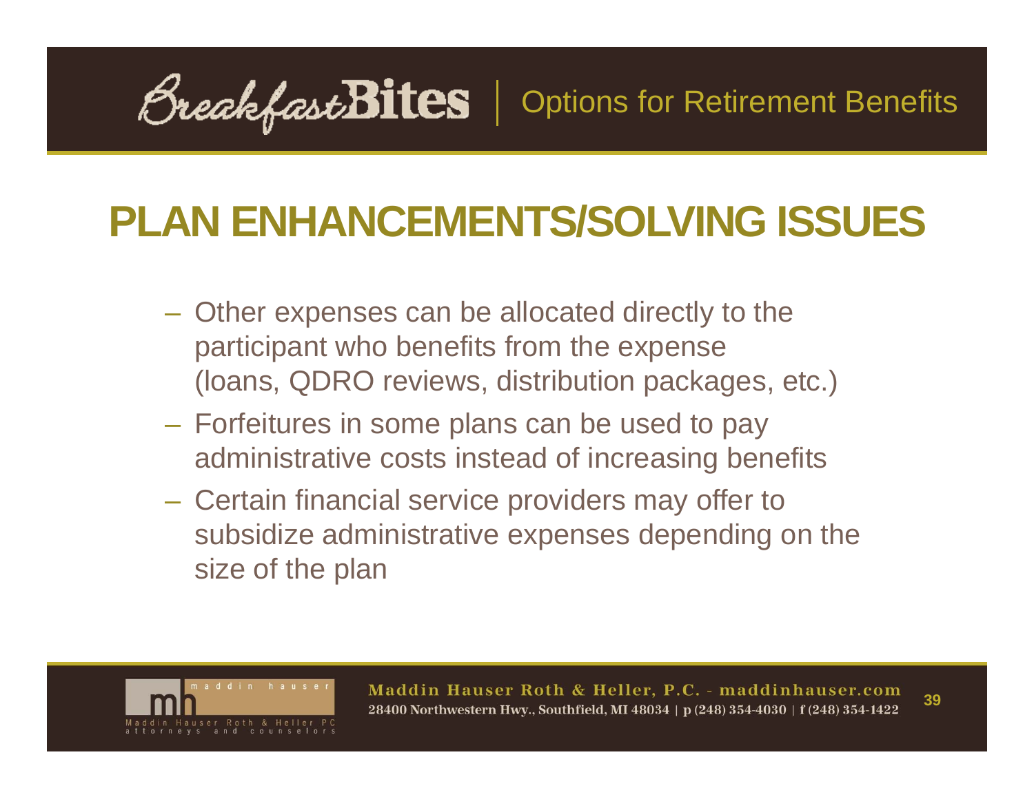# PLAN ENHANCEMENTS/SOLVING ISSUES

- Other expenses can be allocated directly to the participant who benefits from the expense (loans, QDRO reviews, distribution packages, etc.)
- Forfeitures in some plans can be used to pay administrative costs instead of increasing benefits
- Certain financial service providers may offer to subsidize administrative expenses depending on the size of the plan